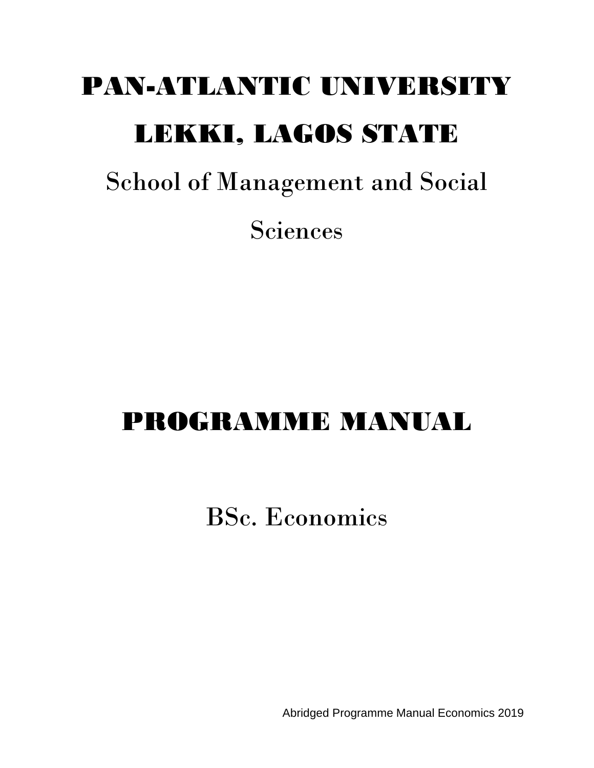# PAN-ATLANTIC UNIVERSITY

# LEKKI, LAGOS STATE

## School of Management and Social Sciences

# PROGRAMME MANUAL

## BSc. Economics

Abridged Programme Manual Economics 2019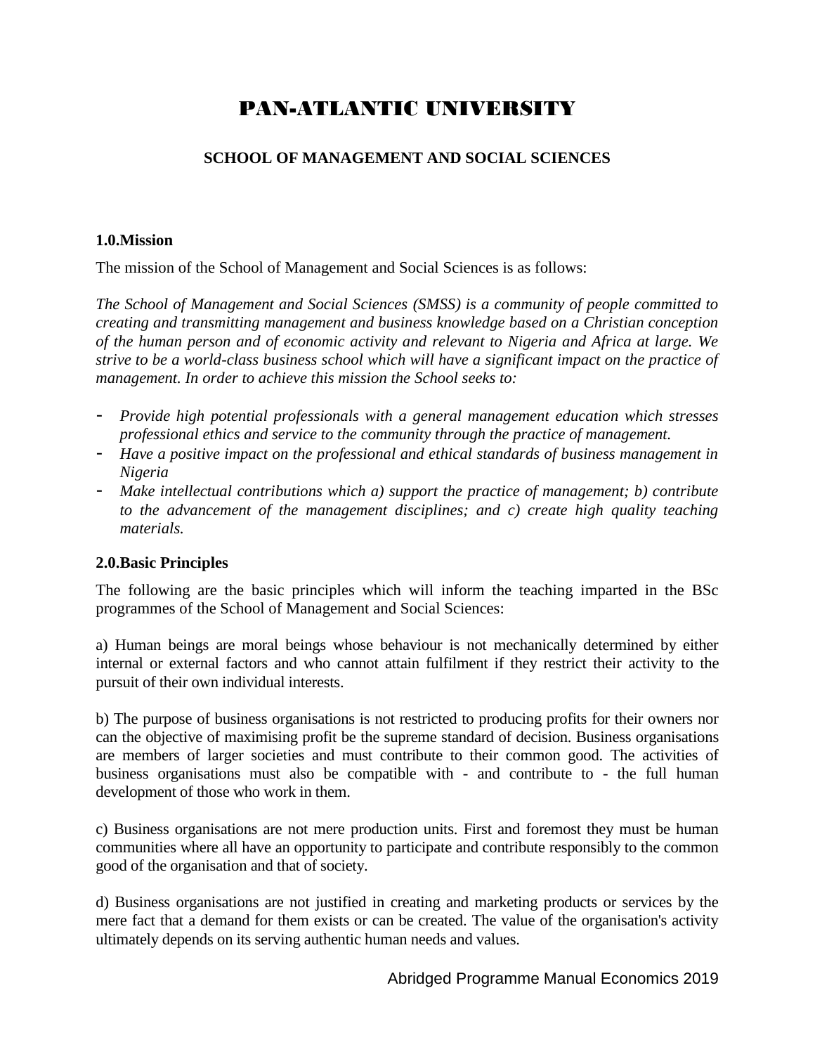# PAN-ATLANTIC UNIVERSITY

## SCHOOL OF MANAGEMENT AND SOCIAL SCIENCES

### 1.0.Mission

The mission of the School of Management and Social Sciences is as follows:

*The School of Management and Social Sciences (SMSS) is a community of people committed to creating and transmitting management and business knowledge based on a Christian conception of the human person and of economic activity and relevant to Nigeria and Africa at large. We strive to be a world-class business school which will have a significant impact on the practice of management. In order to achieve this mission the School seeks to:*

- *Provide high potential professionals with a general management education which stresses professional ethics and service to the community through the practice of management.*
- *Have a positive impact on the professional and ethical standards of business management in Nigeria*
- *Make intellectual contributions which a) support the practice of management; b) contribute to the advancement of the management disciplines; and c) create high quality teaching materials.*

### 2.0.Basic Principles

The following are the basic principles which will inform the teaching imparted in the BSc programmes of the School of Management and Social Sciences:

a) Human beings are moral beings whose behaviour is not mechanically determined by either internal or external factors and who cannot attain fulfilment if they restrict their activity to the pursuit of their own individual interests.

b) The purpose of business organisations is not restricted to producing profits for their owners nor can the objective of maximising profit be the supreme standard of decision. Business organisations are members of larger societies and must contribute to their common good. The activities of business organisations must also be compatible with - and contribute to - the full human development of those who work in them.

c) Business organisations are not mere production units. First and foremost they must be human communities where all have an opportunity to participate and contribute responsibly to the common good of the organisation and that of society.

d) Business organisations are not justified in creating and marketing products or services by the mere fact that a demand for them exists or can be created. The value of the organisation's activity ultimately depends on its serving authentic human needs and values.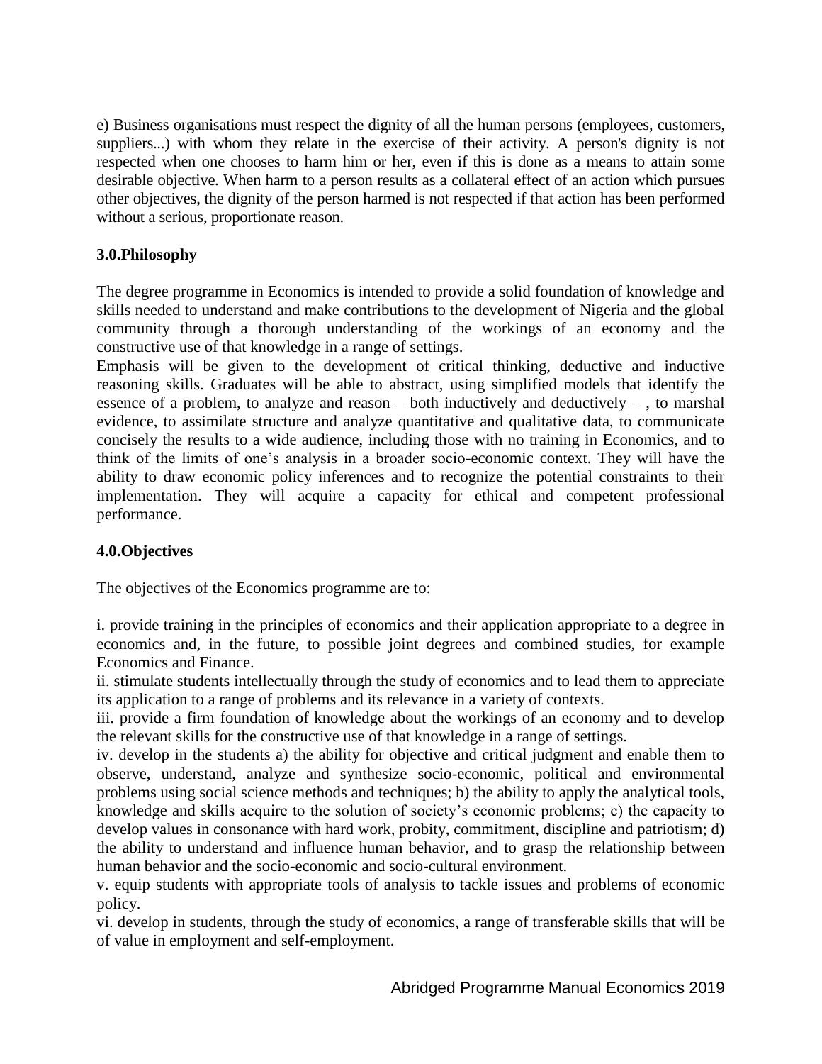e) Business organisations must respect the dignity of all the human persons (employees, customers, suppliers...) with whom they relate in the exercise of their activity. A person's dignity is not respected when one chooses to harm him or her, even if this is done as a means to attain some desirable objective. When harm to a person results as a collateral effect of an action which pursues other objectives, the dignity of the person harmed is not respected if that action has been performed without a serious, proportionate reason.

## 3.0.Philosophy

The degree programme in Economics is intended to provide a solid foundation of knowledge and skills needed to understand and make contributions to the development of Nigeria and the global community through a thorough understanding of the workings of an economy and the constructive use of that knowledge in a range of settings.

Emphasis will be given to the development of critical thinking, deductive and inductive reasoning skills. Graduates will be able to abstract, using simplified models that identify the essence of a problem, to analyze and reason – both inductively and deductively – , to marshal evidence, to assimilate structure and analyze quantitative and qualitative data, to communicate concisely the results to a wide audience, including those with no training in Economics, and to think of the limits of one's analysis in a broader socio-economic context. They will have the ability to draw economic policy inferences and to recognize the potential constraints to their implementation. They will acquire a capacity for ethical and competent professional performance.

## 4.0.Objectives

The objectives of the Economics programme are to:

i. provide training in the principles of economics and their application appropriate to a degree in economics and, in the future, to possible joint degrees and combined studies, for example Economics and Finance.

ii. stimulate students intellectually through the study of economics and to lead them to appreciate its application to a range of problems and its relevance in a variety of contexts.

iii. provide a firm foundation of knowledge about the workings of an economy and to develop the relevant skills for the constructive use of that knowledge in a range of settings.

iv. develop in the students a) the ability for objective and critical judgment and enable them to observe, understand, analyze and synthesize socio-economic, political and environmental problems using social science methods and techniques; b) the ability to apply the analytical tools, knowledge and skills acquire to the solution of society's economic problems; c) the capacity to develop values in consonance with hard work, probity, commitment, discipline and patriotism; d) the ability to understand and influence human behavior, and to grasp the relationship between human behavior and the socio-economic and socio-cultural environment.

v. equip students with appropriate tools of analysis to tackle issues and problems of economic policy.

vi. develop in students, through the study of economics, a range of transferable skills that will be of value in employment and self-employment.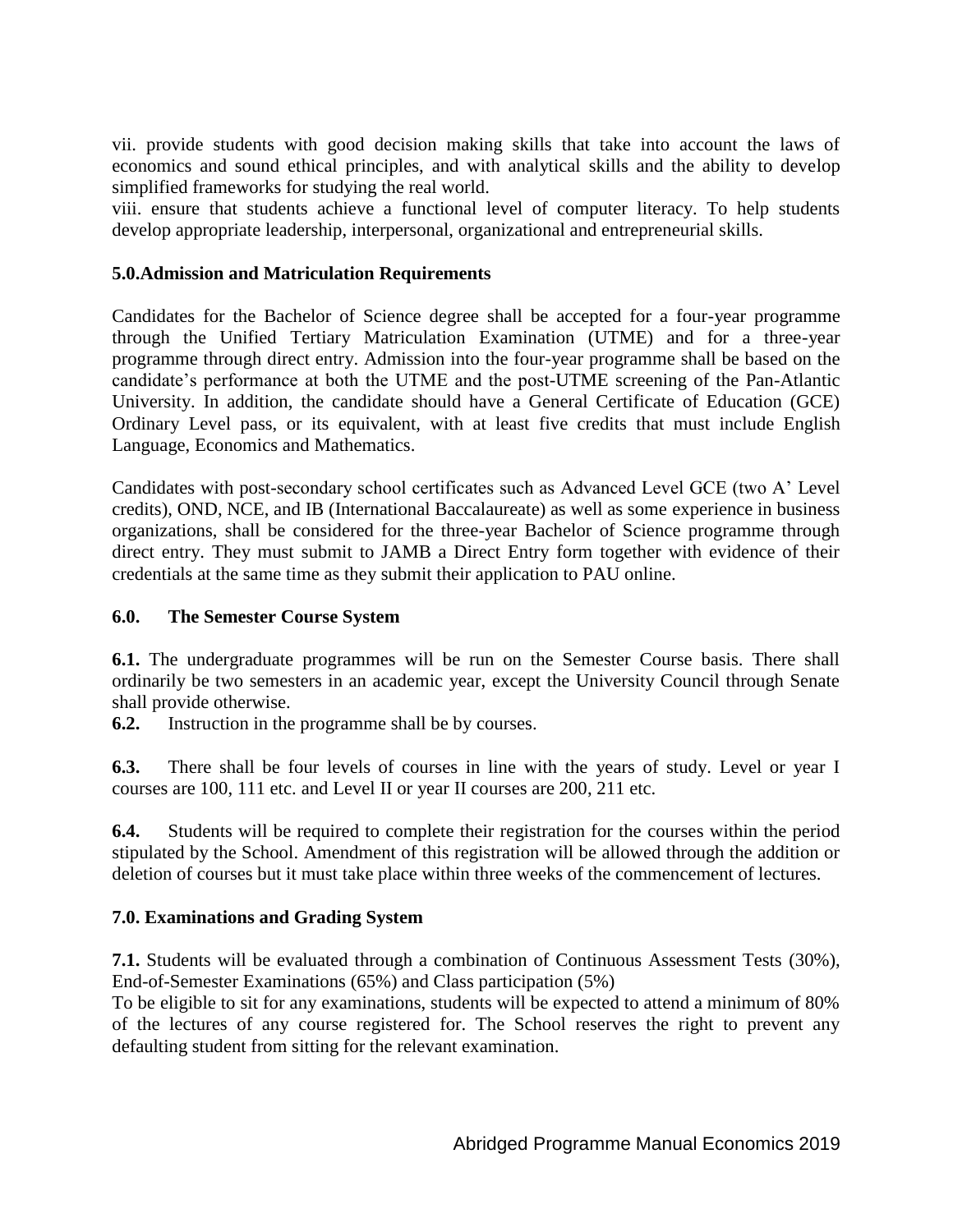vii. provide students with good decision making skills that take into account the laws of economics and sound ethical principles, and with analytical skills and the ability to develop simplified frameworks for studying the real world.

viii. ensure that students achieve a functional level of computer literacy. To help students develop appropriate leadership, interpersonal, organizational and entrepreneurial skills.

## 5.0.Admission and Matriculation Requirements

Candidates for the Bachelor of Science degree shall be accepted for a four-year programme through the Unified Tertiary Matriculation Examination (UTME) and for a three-year programme through direct entry. Admission into the four-year programme shall be based on the candidate's performance at both the UTME and the post-UTME screening of the Pan-Atlantic University. In addition, the candidate should have a General Certificate of Education (GCE) Ordinary Level pass, or its equivalent, with at least five credits that must include English Language, Economics and Mathematics.

Candidates with post-secondary school certificates such as Advanced Level GCE (two A' Level credits), OND, NCE, and IB (International Baccalaureate) as well as some experience in business organizations, shall be considered for the three-year Bachelor of Science programme through direct entry. They must submit to JAMB a Direct Entry form together with evidence of their credentials at the same time as they submit their application to PAU online.

## 6.0. The Semester Course System

**6.1.** The undergraduate programmes will be run on the Semester Course basis. There shall ordinarily be two semesters in an academic year, except the University Council through Senate shall provide otherwise.

**6.2.** Instruction in the programme shall be by courses.

**6.3.** There shall be four levels of courses in line with the years of study. Level or year I courses are 100, 111 etc. and Level II or year II courses are 200, 211 etc.

**6.4.** Students will be required to complete their registration for the courses within the period stipulated by the School. Amendment of this registration will be allowed through the addition or deletion of courses but it must take place within three weeks of the commencement of lectures.

## 7.0. Examinations and Grading System

**7.1.** Students will be evaluated through a combination of Continuous Assessment Tests (30%), End-of-Semester Examinations (65%) and Class participation (5%)

To be eligible to sit for any examinations, students will be expected to attend a minimum of 80% of the lectures of any course registered for. The School reserves the right to prevent any defaulting student from sitting for the relevant examination.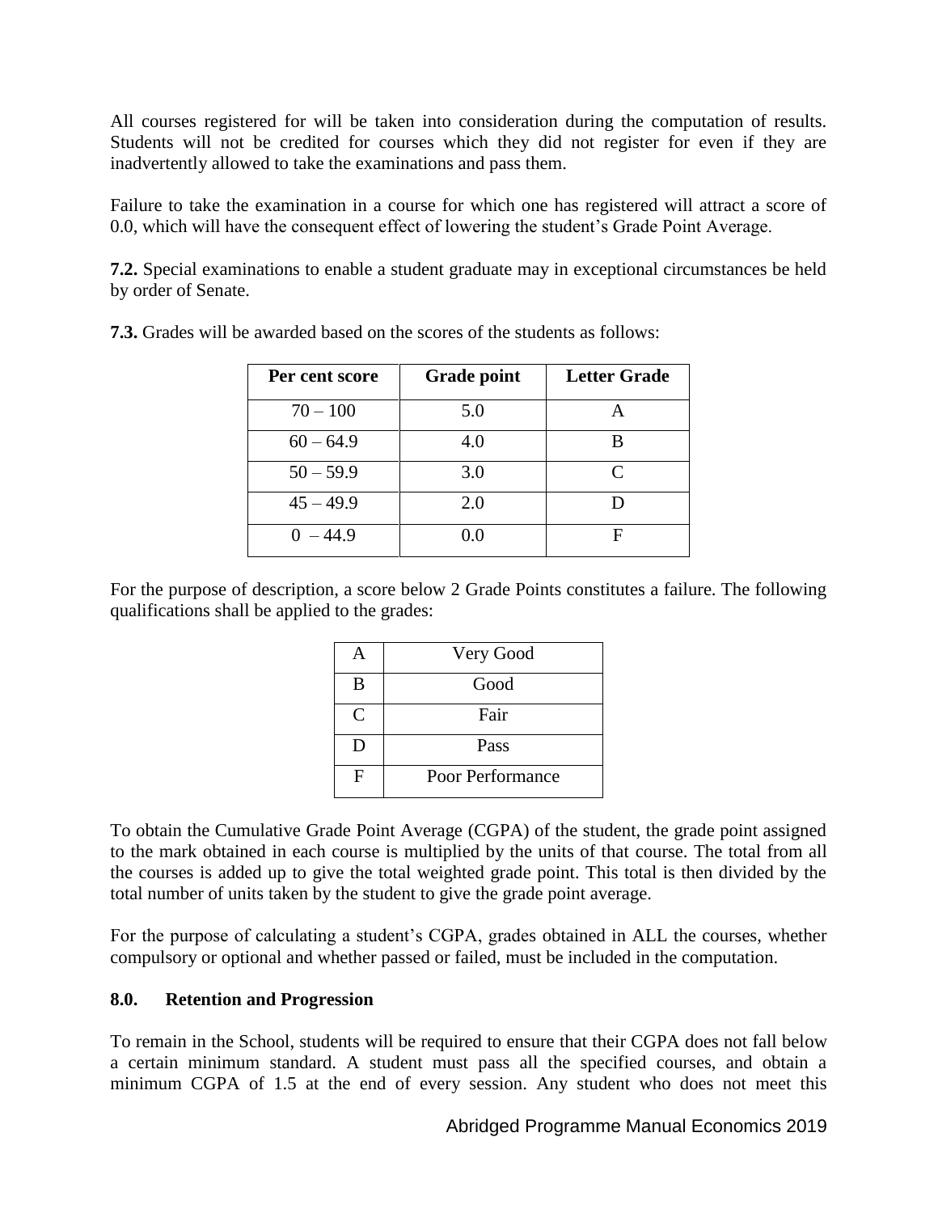All courses registered for will be taken into consideration during the computation of results. Students will not be credited for courses which they did not register for even if they are inadvertently allowed to take the examinations and pass them.

Failure to take the examination in a course for which one has registered will attract a score of 0.0, which will have the consequent effect of lowering the student's Grade Point Average.

**7.2.** Special examinations to enable a student graduate may in exceptional circumstances be held by order of Senate.

**7.3.** Grades will be awarded based on the scores of the students as follows:

| Per cent score | Grade point | Letter Grade |
|---|---|---|
| 70 – 100 | 5.0 | A |
| 60 – 64.9 | 4.0 | B |
| 50 – 59.9 | 3.0 | C |
| 45 – 49.9 | 2.0 | D |
| 0 – 44.9 | 0.0 | F |

For the purpose of description, a score below 2 Grade Points constitutes a failure. The following qualifications shall be applied to the grades:

| | |
|---|---|
| A | Very Good |
| B | Good |
| C | Fair |
| D | Pass |
| F | Poor Performance |

To obtain the Cumulative Grade Point Average (CGPA) of the student, the grade point assigned to the mark obtained in each course is multiplied by the units of that course. The total from all the courses is added up to give the total weighted grade point. This total is then divided by the total number of units taken by the student to give the grade point average.

For the purpose of calculating a student's CGPA, grades obtained in ALL the courses, whether compulsory or optional and whether passed or failed, must be included in the computation.

## 8.0. Retention and Progression

To remain in the School, students will be required to ensure that their CGPA does not fall below a certain minimum standard. A student must pass all the specified courses, and obtain a minimum CGPA of 1.5 at the end of every session. Any student who does not meet this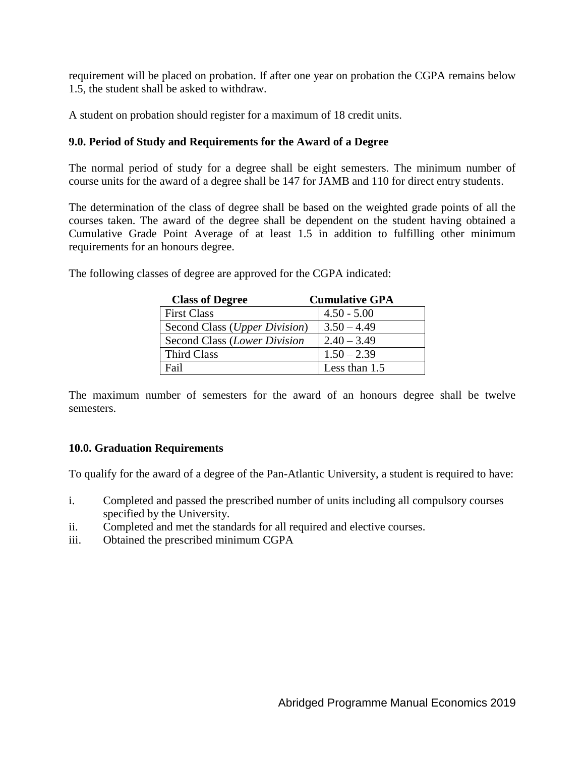requirement will be placed on probation. If after one year on probation the CGPA remains below 1.5, the student shall be asked to withdraw.

A student on probation should register for a maximum of 18 credit units.

### 9.0. Period of Study and Requirements for the Award of a Degree

The normal period of study for a degree shall be eight semesters. The minimum number of course units for the award of a degree shall be 147 for JAMB and 110 for direct entry students.

The determination of the class of degree shall be based on the weighted grade points of all the courses taken. The award of the degree shall be dependent on the student having obtained a Cumulative Grade Point Average of at least 1.5 in addition to fulfilling other minimum requirements for an honours degree.

The following classes of degree are approved for the CGPA indicated:

| Class of Degree | Cumulative GPA |
|---|---|
| First Class | 4.50 - 5.00 |
| Second Class (*Upper Division*) | 3.50 – 4.49 |
| Second Class (*Lower Division* | 2.40 – 3.49 |
| Third Class | 1.50 – 2.39 |
| Fail | Less than 1.5 |

The maximum number of semesters for the award of an honours degree shall be twelve semesters.

### 10.0. Graduation Requirements

To qualify for the award of a degree of the Pan-Atlantic University, a student is required to have:

i. Completed and passed the prescribed number of units including all compulsory courses specified by the University.
ii. Completed and met the standards for all required and elective courses.
iii. Obtained the prescribed minimum CGPA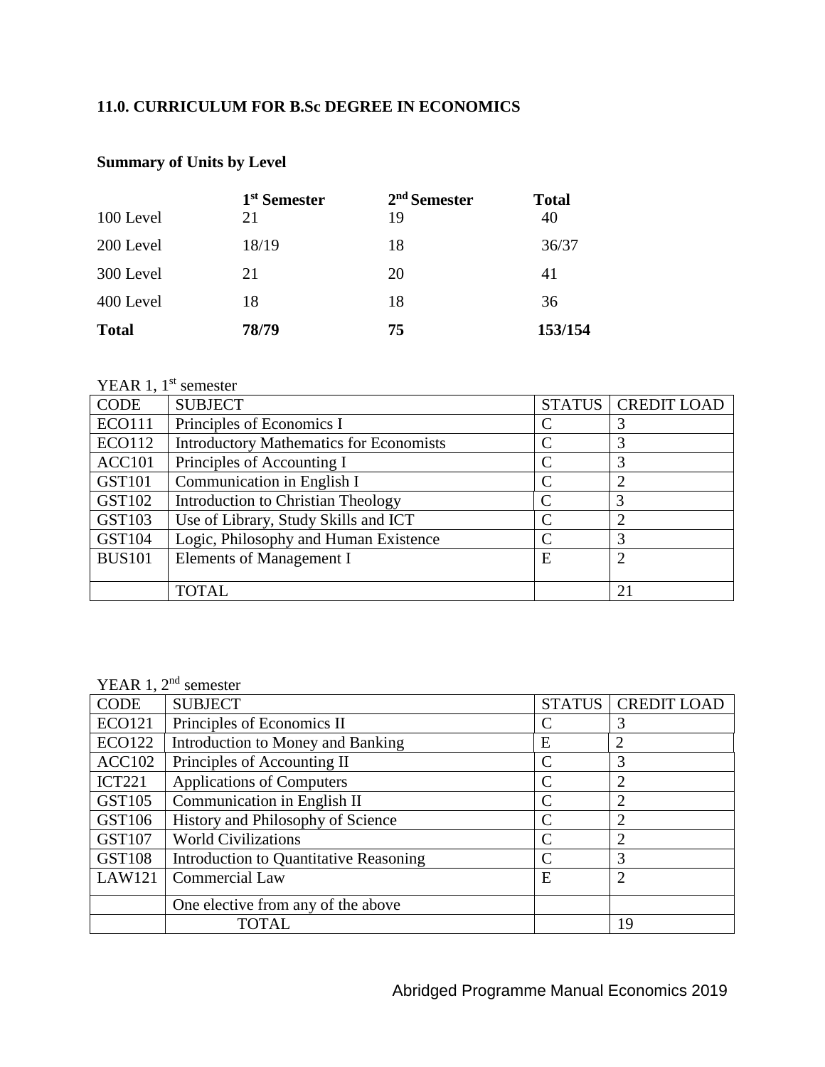## 11.0. CURRICULUM FOR B.Sc DEGREE IN ECONOMICS

### Summary of Units by Level

| | 1st Semester | 2nd Semester | Total |
|---|---|---|---|
| 100 Level | 21 | 19 | 40 |
| 200 Level | 18/19 | 18 | 36/37 |
| 300 Level | 21 | 20 | 41 |
| 400 Level | 18 | 18 | 36 |
| **Total** | **78/79** | **75** | **153/154** |

YEAR 1, 1st semester

| CODE | SUBJECT | STATUS | CREDIT LOAD |
|---|---|---|---|
| ECO111 | Principles of Economics I | C | 3 |
| ECO112 | Introductory Mathematics for Economists | C | 3 |
| ACC101 | Principles of Accounting I | C | 3 |
| GST101 | Communication in English I | C | 2 |
| GST102 | Introduction to Christian Theology | C | 3 |
| GST103 | Use of Library, Study Skills and ICT | C | 2 |
| GST104 | Logic, Philosophy and Human Existence | C | 3 |
| BUS101 | Elements of Management I | E | 2 |
| | TOTAL | | 21 |

YEAR 1, 2nd semester

| CODE | SUBJECT | STATUS | CREDIT LOAD |
|---|---|---|---|
| ECO121 | Principles of Economics II | C | 3 |
| ECO122 | Introduction to Money and Banking | E | 2 |
| ACC102 | Principles of Accounting II | C | 3 |
| ICT221 | Applications of Computers | C | 2 |
| GST105 | Communication in English II | C | 2 |
| GST106 | History and Philosophy of Science | C | 2 |
| GST107 | World Civilizations | C | 2 |
| GST108 | Introduction to Quantitative Reasoning | C | 3 |
| LAW121 | Commercial Law | E | 2 |
| | One elective from any of the above | | |
| | TOTAL | | 19 |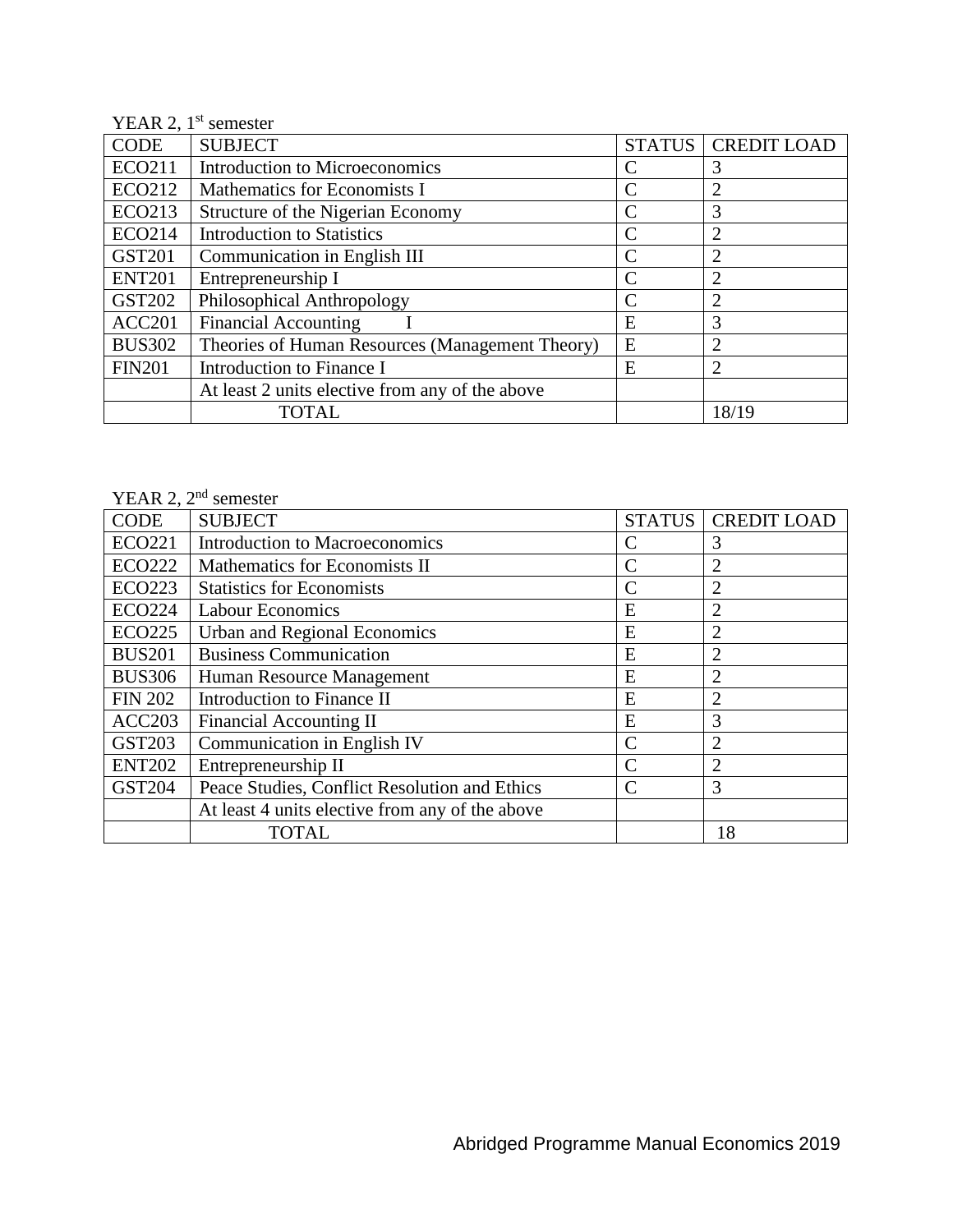YEAR 2, 1st semester

| CODE | SUBJECT | STATUS | CREDIT LOAD |
|---|---|---|---|
| ECO211 | Introduction to Microeconomics | C | 3 |
| ECO212 | Mathematics for Economists I | C | 2 |
| ECO213 | Structure of the Nigerian Economy | C | 3 |
| ECO214 | Introduction to Statistics | C | 2 |
| GST201 | Communication in English III | C | 2 |
| ENT201 | Entrepreneurship I | C | 2 |
| GST202 | Philosophical Anthropology | C | 2 |
| ACC201 | Financial Accounting I | E | 3 |
| BUS302 | Theories of Human Resources (Management Theory) | E | 2 |
| FIN201 | Introduction to Finance I | E | 2 |
| | At least 2 units elective from any of the above | | |
| | TOTAL | | 18/19 |

YEAR 2, 2nd semester

| CODE | SUBJECT | STATUS | CREDIT LOAD |
|---|---|---|---|
| ECO221 | Introduction to Macroeconomics | C | 3 |
| ECO222 | Mathematics for Economists II | C | 2 |
| ECO223 | Statistics for Economists | C | 2 |
| ECO224 | Labour Economics | E | 2 |
| ECO225 | Urban and Regional Economics | E | 2 |
| BUS201 | Business Communication | E | 2 |
| BUS306 | Human Resource Management | E | 2 |
| FIN 202 | Introduction to Finance II | E | 2 |
| ACC203 | Financial Accounting II | E | 3 |
| GST203 | Communication in English IV | C | 2 |
| ENT202 | Entrepreneurship II | C | 2 |
| GST204 | Peace Studies, Conflict Resolution and Ethics | C | 3 |
| | At least 4 units elective from any of the above | | |
| | TOTAL | | 18 |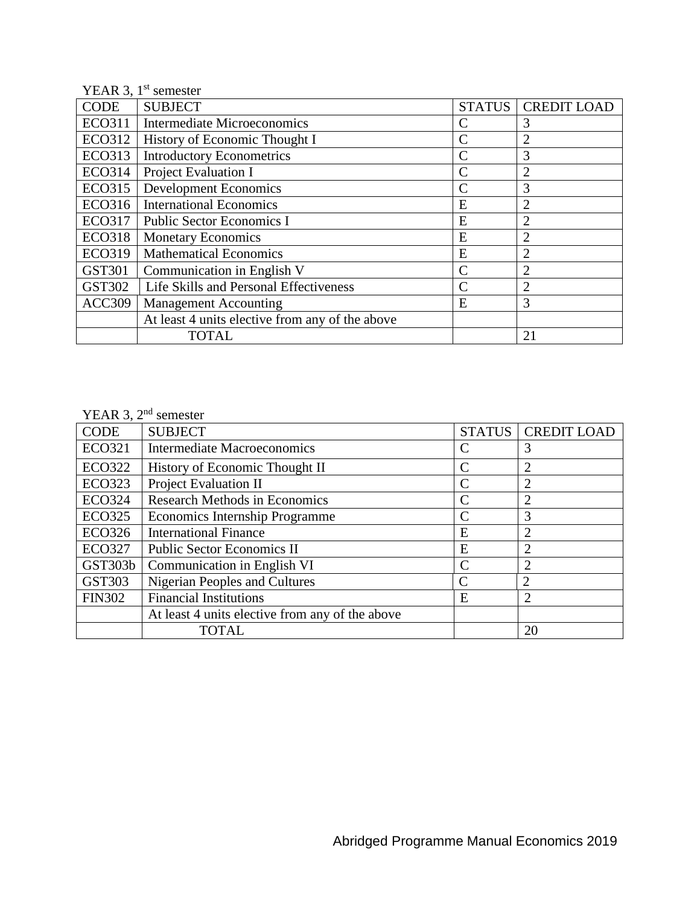YEAR 3, 1st semester

| CODE | SUBJECT | STATUS | CREDIT LOAD |
|---|---|---|---|
| ECO311 | Intermediate Microeconomics | C | 3 |
| ECO312 | History of Economic Thought I | C | 2 |
| ECO313 | Introductory Econometrics | C | 3 |
| ECO314 | Project Evaluation I | C | 2 |
| ECO315 | Development Economics | C | 3 |
| ECO316 | International Economics | E | 2 |
| ECO317 | Public Sector Economics I | E | 2 |
| ECO318 | Monetary Economics | E | 2 |
| ECO319 | Mathematical Economics | E | 2 |
| GST301 | Communication in English V | C | 2 |
| GST302 | Life Skills and Personal Effectiveness | C | 2 |
| ACC309 | Management Accounting | E | 3 |
| | At least 4 units elective from any of the above | | |
| | TOTAL | | 21 |

YEAR 3, 2nd semester

| CODE | SUBJECT | STATUS | CREDIT LOAD |
|---|---|---|---|
| ECO321 | Intermediate Macroeconomics | C | 3 |
| ECO322 | History of Economic Thought II | C | 2 |
| ECO323 | Project Evaluation II | C | 2 |
| ECO324 | Research Methods in Economics | C | 2 |
| ECO325 | Economics Internship Programme | C | 3 |
| ECO326 | International Finance | E | 2 |
| ECO327 | Public Sector Economics II | E | 2 |
| GST303b | Communication in English VI | C | 2 |
| GST303 | Nigerian Peoples and Cultures | C | 2 |
| FIN302 | Financial Institutions | E | 2 |
| | At least 4 units elective from any of the above | | |
| | TOTAL | | 20 |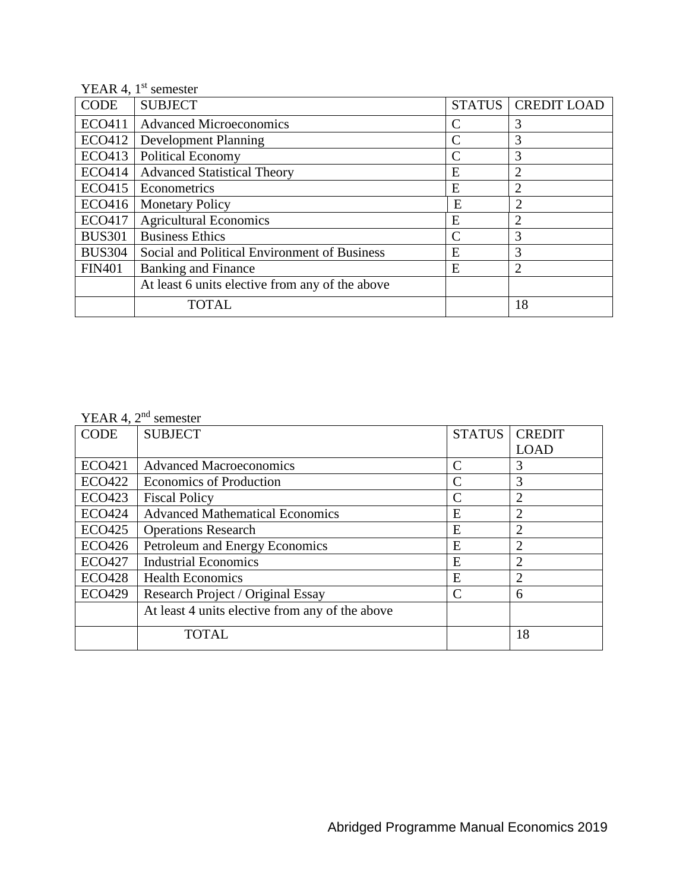YEAR 4, 1st semester

| CODE | SUBJECT | STATUS | CREDIT LOAD |
|---|---|---|---|
| ECO411 | Advanced Microeconomics | C | 3 |
| ECO412 | Development Planning | C | 3 |
| ECO413 | Political Economy | C | 3 |
| ECO414 | Advanced Statistical Theory | E | 2 |
| ECO415 | Econometrics | E | 2 |
| ECO416 | Monetary Policy | E | 2 |
| ECO417 | Agricultural Economics | E | 2 |
| BUS301 | Business Ethics | C | 3 |
| BUS304 | Social and Political Environment of Business | E | 3 |
| FIN401 | Banking and Finance | E | 2 |
| | At least 6 units elective from any of the above | | |
| | TOTAL | | 18 |

YEAR 4, 2nd semester

| CODE | SUBJECT | STATUS | CREDIT LOAD |
|---|---|---|---|
| ECO421 | Advanced Macroeconomics | C | 3 |
| ECO422 | Economics of Production | C | 3 |
| ECO423 | Fiscal Policy | C | 2 |
| ECO424 | Advanced Mathematical Economics | E | 2 |
| ECO425 | Operations Research | E | 2 |
| ECO426 | Petroleum and Energy Economics | E | 2 |
| ECO427 | Industrial Economics | E | 2 |
| ECO428 | Health Economics | E | 2 |
| ECO429 | Research Project / Original Essay | C | 6 |
| | At least 4 units elective from any of the above | | |
| | TOTAL | | 18 |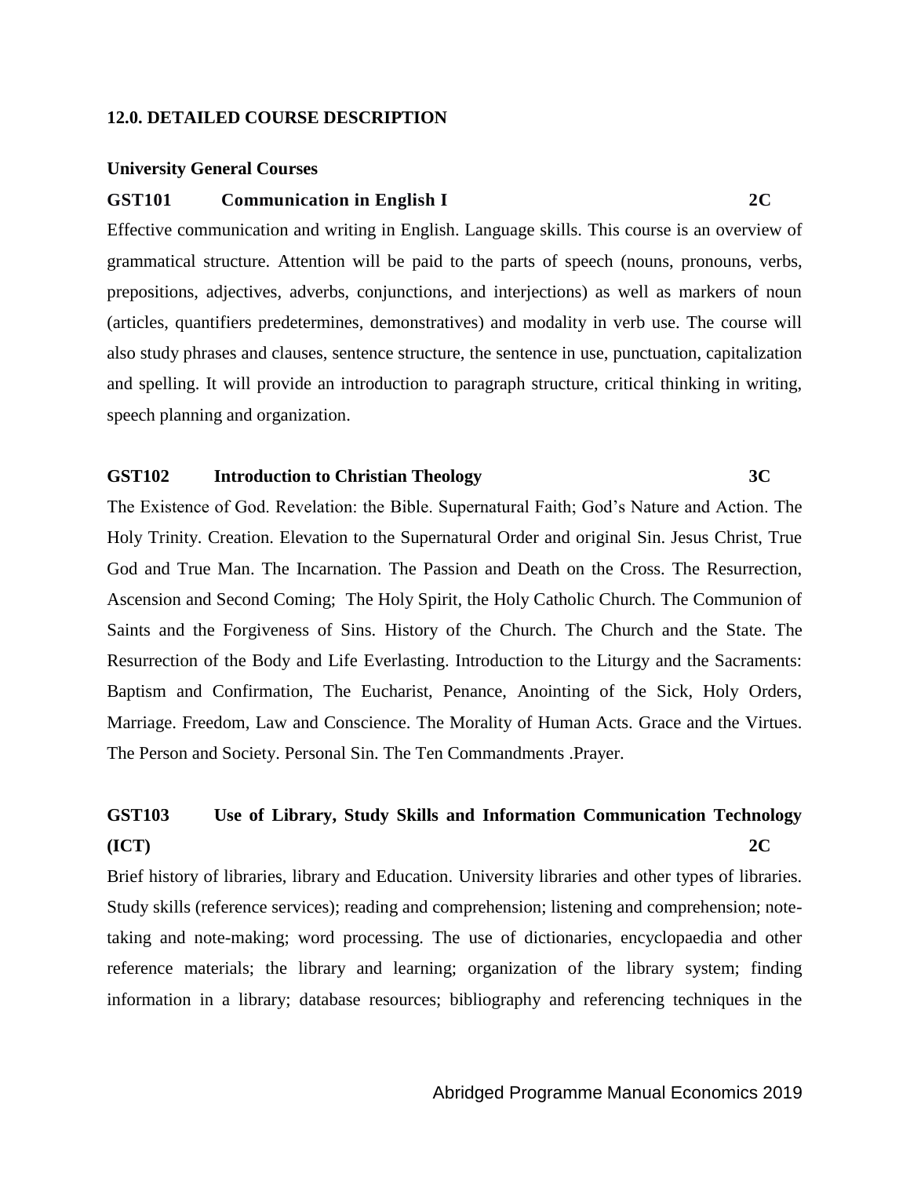## 12.0. DETAILED COURSE DESCRIPTION

### University General Courses

**GST101 Communication in English I 2C**

Effective communication and writing in English. Language skills. This course is an overview of grammatical structure. Attention will be paid to the parts of speech (nouns, pronouns, verbs, prepositions, adjectives, adverbs, conjunctions, and interjections) as well as markers of noun (articles, quantifiers predetermines, demonstratives) and modality in verb use. The course will also study phrases and clauses, sentence structure, the sentence in use, punctuation, capitalization and spelling. It will provide an introduction to paragraph structure, critical thinking in writing, speech planning and organization.

**GST102 Introduction to Christian Theology 3C**

The Existence of God. Revelation: the Bible. Supernatural Faith; God's Nature and Action. The Holy Trinity. Creation. Elevation to the Supernatural Order and original Sin. Jesus Christ, True God and True Man. The Incarnation. The Passion and Death on the Cross. The Resurrection, Ascension and Second Coming; The Holy Spirit, the Holy Catholic Church. The Communion of Saints and the Forgiveness of Sins. History of the Church. The Church and the State. The Resurrection of the Body and Life Everlasting. Introduction to the Liturgy and the Sacraments: Baptism and Confirmation, The Eucharist, Penance, Anointing of the Sick, Holy Orders, Marriage. Freedom, Law and Conscience. The Morality of Human Acts. Grace and the Virtues. The Person and Society. Personal Sin. The Ten Commandments .Prayer.

**GST103 Use of Library, Study Skills and Information Communication Technology (ICT) 2C**

Brief history of libraries, library and Education. University libraries and other types of libraries. Study skills (reference services); reading and comprehension; listening and comprehension; note-taking and note-making; word processing. The use of dictionaries, encyclopaedia and other reference materials; the library and learning; organization of the library system; finding information in a library; database resources; bibliography and referencing techniques in the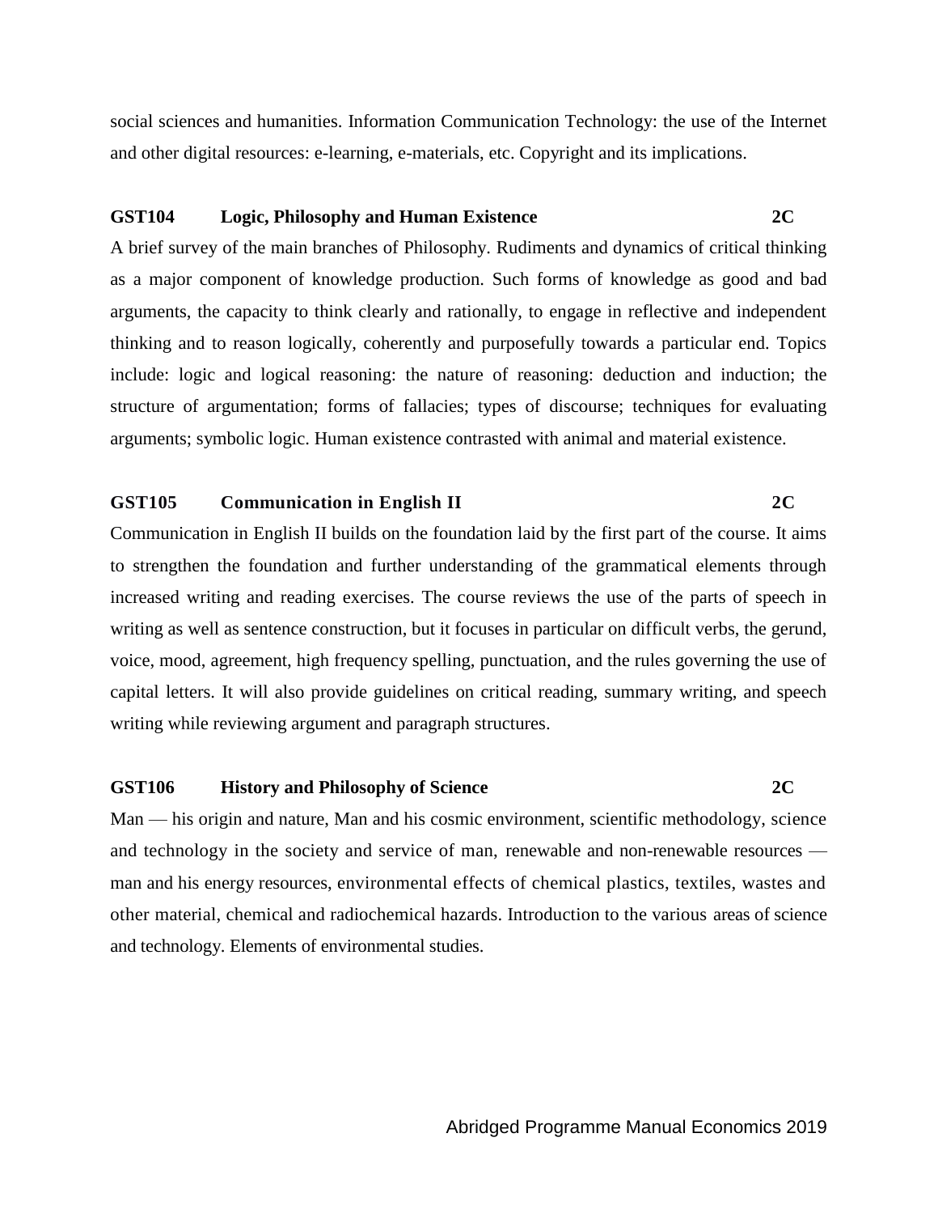social sciences and humanities. Information Communication Technology: the use of the Internet and other digital resources: e-learning, e-materials, etc. Copyright and its implications.

**GST104 Logic, Philosophy and Human Existence 2C**

A brief survey of the main branches of Philosophy. Rudiments and dynamics of critical thinking as a major component of knowledge production. Such forms of knowledge as good and bad arguments, the capacity to think clearly and rationally, to engage in reflective and independent thinking and to reason logically, coherently and purposefully towards a particular end. Topics include: logic and logical reasoning: the nature of reasoning: deduction and induction; the structure of argumentation; forms of fallacies; types of discourse; techniques for evaluating arguments; symbolic logic. Human existence contrasted with animal and material existence.

**GST105 Communication in English II 2C**

Communication in English II builds on the foundation laid by the first part of the course. It aims to strengthen the foundation and further understanding of the grammatical elements through increased writing and reading exercises. The course reviews the use of the parts of speech in writing as well as sentence construction, but it focuses in particular on difficult verbs, the gerund, voice, mood, agreement, high frequency spelling, punctuation, and the rules governing the use of capital letters. It will also provide guidelines on critical reading, summary writing, and speech writing while reviewing argument and paragraph structures.

**GST106 History and Philosophy of Science 2C**

Man — his origin and nature, Man and his cosmic environment, scientific methodology, science and technology in the society and service of man, renewable and non-renewable resources — man and his energy resources, environmental effects of chemical plastics, textiles, wastes and other material, chemical and radiochemical hazards. Introduction to the various areas of science and technology. Elements of environmental studies.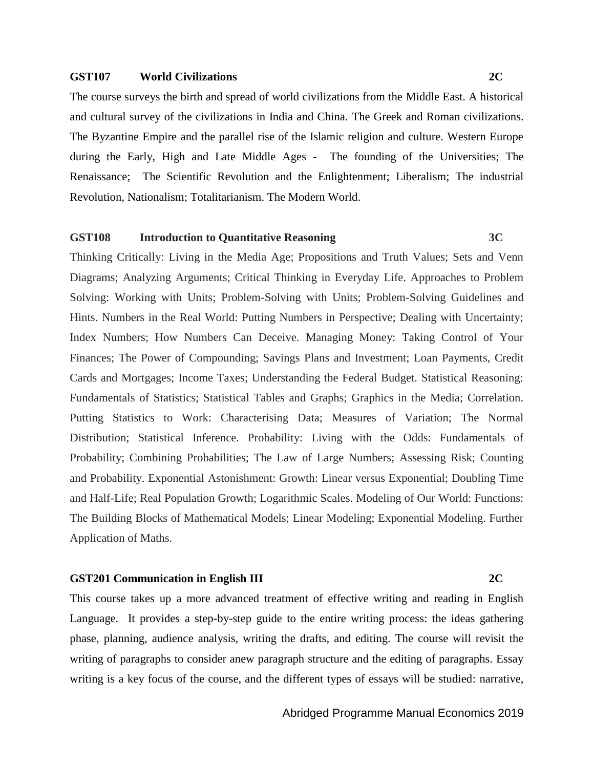**GST107 World Civilizations 2C**

The course surveys the birth and spread of world civilizations from the Middle East. A historical and cultural survey of the civilizations in India and China. The Greek and Roman civilizations. The Byzantine Empire and the parallel rise of the Islamic religion and culture. Western Europe during the Early, High and Late Middle Ages - The founding of the Universities; The Renaissance; The Scientific Revolution and the Enlightenment; Liberalism; The industrial Revolution, Nationalism; Totalitarianism. The Modern World.

**GST108 Introduction to Quantitative Reasoning 3C**

Thinking Critically: Living in the Media Age; Propositions and Truth Values; Sets and Venn Diagrams; Analyzing Arguments; Critical Thinking in Everyday Life. Approaches to Problem Solving: Working with Units; Problem-Solving with Units; Problem-Solving Guidelines and Hints. Numbers in the Real World: Putting Numbers in Perspective; Dealing with Uncertainty; Index Numbers; How Numbers Can Deceive. Managing Money: Taking Control of Your Finances; The Power of Compounding; Savings Plans and Investment; Loan Payments, Credit Cards and Mortgages; Income Taxes; Understanding the Federal Budget. Statistical Reasoning: Fundamentals of Statistics; Statistical Tables and Graphs; Graphics in the Media; Correlation. Putting Statistics to Work: Characterising Data; Measures of Variation; The Normal Distribution; Statistical Inference. Probability: Living with the Odds: Fundamentals of Probability; Combining Probabilities; The Law of Large Numbers; Assessing Risk; Counting and Probability. Exponential Astonishment: Growth: Linear versus Exponential; Doubling Time and Half-Life; Real Population Growth; Logarithmic Scales. Modeling of Our World: Functions: The Building Blocks of Mathematical Models; Linear Modeling; Exponential Modeling. Further Application of Maths.

**GST201 Communication in English III 2C**

This course takes up a more advanced treatment of effective writing and reading in English Language. It provides a step-by-step guide to the entire writing process: the ideas gathering phase, planning, audience analysis, writing the drafts, and editing. The course will revisit the writing of paragraphs to consider anew paragraph structure and the editing of paragraphs. Essay writing is a key focus of the course, and the different types of essays will be studied: narrative,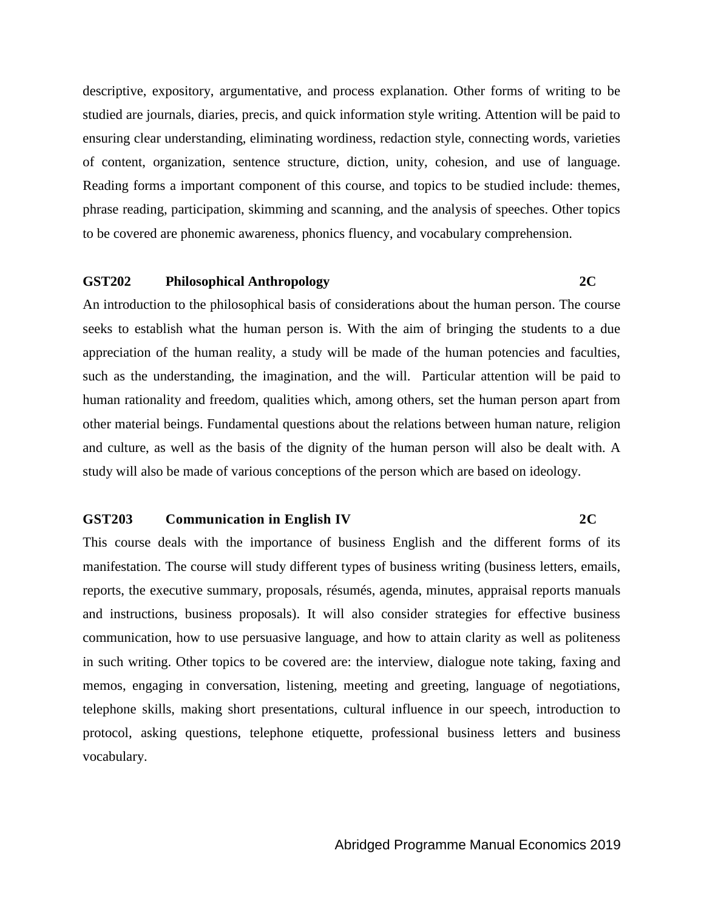descriptive, expository, argumentative, and process explanation. Other forms of writing to be studied are journals, diaries, precis, and quick information style writing. Attention will be paid to ensuring clear understanding, eliminating wordiness, redaction style, connecting words, varieties of content, organization, sentence structure, diction, unity, cohesion, and use of language. Reading forms a important component of this course, and topics to be studied include: themes, phrase reading, participation, skimming and scanning, and the analysis of speeches. Other topics to be covered are phonemic awareness, phonics fluency, and vocabulary comprehension.

**GST202 Philosophical Anthropology 2C**

An introduction to the philosophical basis of considerations about the human person. The course seeks to establish what the human person is. With the aim of bringing the students to a due appreciation of the human reality, a study will be made of the human potencies and faculties, such as the understanding, the imagination, and the will. Particular attention will be paid to human rationality and freedom, qualities which, among others, set the human person apart from other material beings. Fundamental questions about the relations between human nature, religion and culture, as well as the basis of the dignity of the human person will also be dealt with. A study will also be made of various conceptions of the person which are based on ideology.

**GST203 Communication in English IV 2C**

This course deals with the importance of business English and the different forms of its manifestation. The course will study different types of business writing (business letters, emails, reports, the executive summary, proposals, résumés, agenda, minutes, appraisal reports manuals and instructions, business proposals). It will also consider strategies for effective business communication, how to use persuasive language, and how to attain clarity as well as politeness in such writing. Other topics to be covered are: the interview, dialogue note taking, faxing and memos, engaging in conversation, listening, meeting and greeting, language of negotiations, telephone skills, making short presentations, cultural influence in our speech, introduction to protocol, asking questions, telephone etiquette, professional business letters and business vocabulary.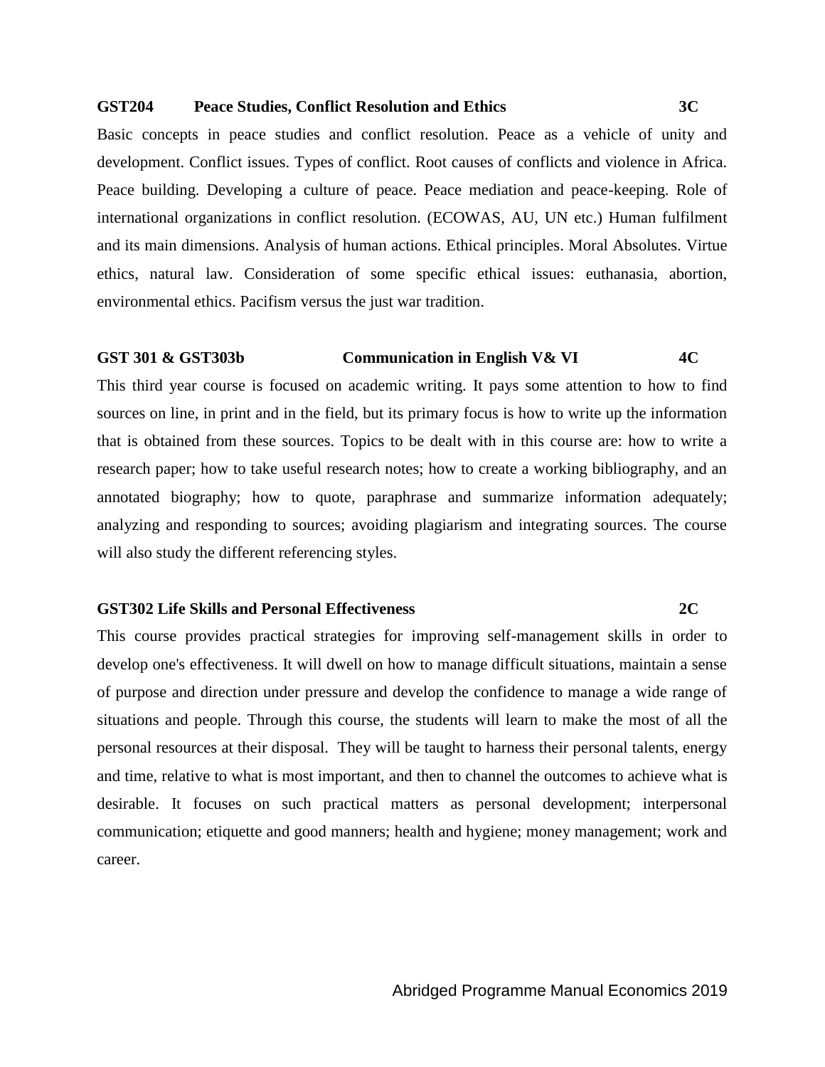**GST204 Peace Studies, Conflict Resolution and Ethics 3C**

Basic concepts in peace studies and conflict resolution. Peace as a vehicle of unity and development. Conflict issues. Types of conflict. Root causes of conflicts and violence in Africa. Peace building. Developing a culture of peace. Peace mediation and peace-keeping. Role of international organizations in conflict resolution. (ECOWAS, AU, UN etc.) Human fulfilment and its main dimensions. Analysis of human actions. Ethical principles. Moral Absolutes. Virtue ethics, natural law. Consideration of some specific ethical issues: euthanasia, abortion, environmental ethics. Pacifism versus the just war tradition.

**GST 301 & GST303b Communication in English V& VI 4C**

This third year course is focused on academic writing. It pays some attention to how to find sources on line, in print and in the field, but its primary focus is how to write up the information that is obtained from these sources. Topics to be dealt with in this course are: how to write a research paper; how to take useful research notes; how to create a working bibliography, and an annotated biography; how to quote, paraphrase and summarize information adequately; analyzing and responding to sources; avoiding plagiarism and integrating sources. The course will also study the different referencing styles.

**GST302 Life Skills and Personal Effectiveness 2C**

This course provides practical strategies for improving self-management skills in order to develop one's effectiveness. It will dwell on how to manage difficult situations, maintain a sense of purpose and direction under pressure and develop the confidence to manage a wide range of situations and people. Through this course, the students will learn to make the most of all the personal resources at their disposal. They will be taught to harness their personal talents, energy and time, relative to what is most important, and then to channel the outcomes to achieve what is desirable. It focuses on such practical matters as personal development; interpersonal communication; etiquette and good manners; health and hygiene; money management; work and career.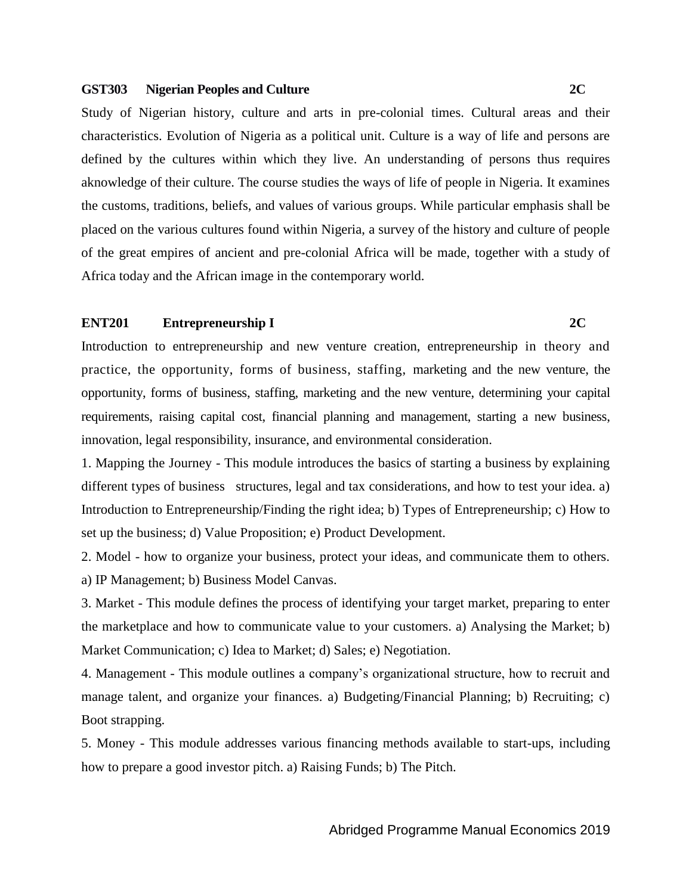**GST303 Nigerian Peoples and Culture 2C**

Study of Nigerian history, culture and arts in pre-colonial times. Cultural areas and their characteristics. Evolution of Nigeria as a political unit. Culture is a way of life and persons are defined by the cultures within which they live. An understanding of persons thus requires aknowledge of their culture. The course studies the ways of life of people in Nigeria. It examines the customs, traditions, beliefs, and values of various groups. While particular emphasis shall be placed on the various cultures found within Nigeria, a survey of the history and culture of people of the great empires of ancient and pre-colonial Africa will be made, together with a study of Africa today and the African image in the contemporary world.

**ENT201 Entrepreneurship I 2C**

Introduction to entrepreneurship and new venture creation, entrepreneurship in theory and practice, the opportunity, forms of business, staffing, marketing and the new venture, the opportunity, forms of business, staffing, marketing and the new venture, determining your capital requirements, raising capital cost, financial planning and management, starting a new business, innovation, legal responsibility, insurance, and environmental consideration.

1. Mapping the Journey - This module introduces the basics of starting a business by explaining different types of business structures, legal and tax considerations, and how to test your idea. a) Introduction to Entrepreneurship/Finding the right idea; b) Types of Entrepreneurship; c) How to set up the business; d) Value Proposition; e) Product Development.

2. Model - how to organize your business, protect your ideas, and communicate them to others. a) IP Management; b) Business Model Canvas.

3. Market - This module defines the process of identifying your target market, preparing to enter the marketplace and how to communicate value to your customers. a) Analysing the Market; b) Market Communication; c) Idea to Market; d) Sales; e) Negotiation.

4. Management - This module outlines a company's organizational structure, how to recruit and manage talent, and organize your finances. a) Budgeting/Financial Planning; b) Recruiting; c) Boot strapping.

5. Money - This module addresses various financing methods available to start-ups, including how to prepare a good investor pitch. a) Raising Funds; b) The Pitch.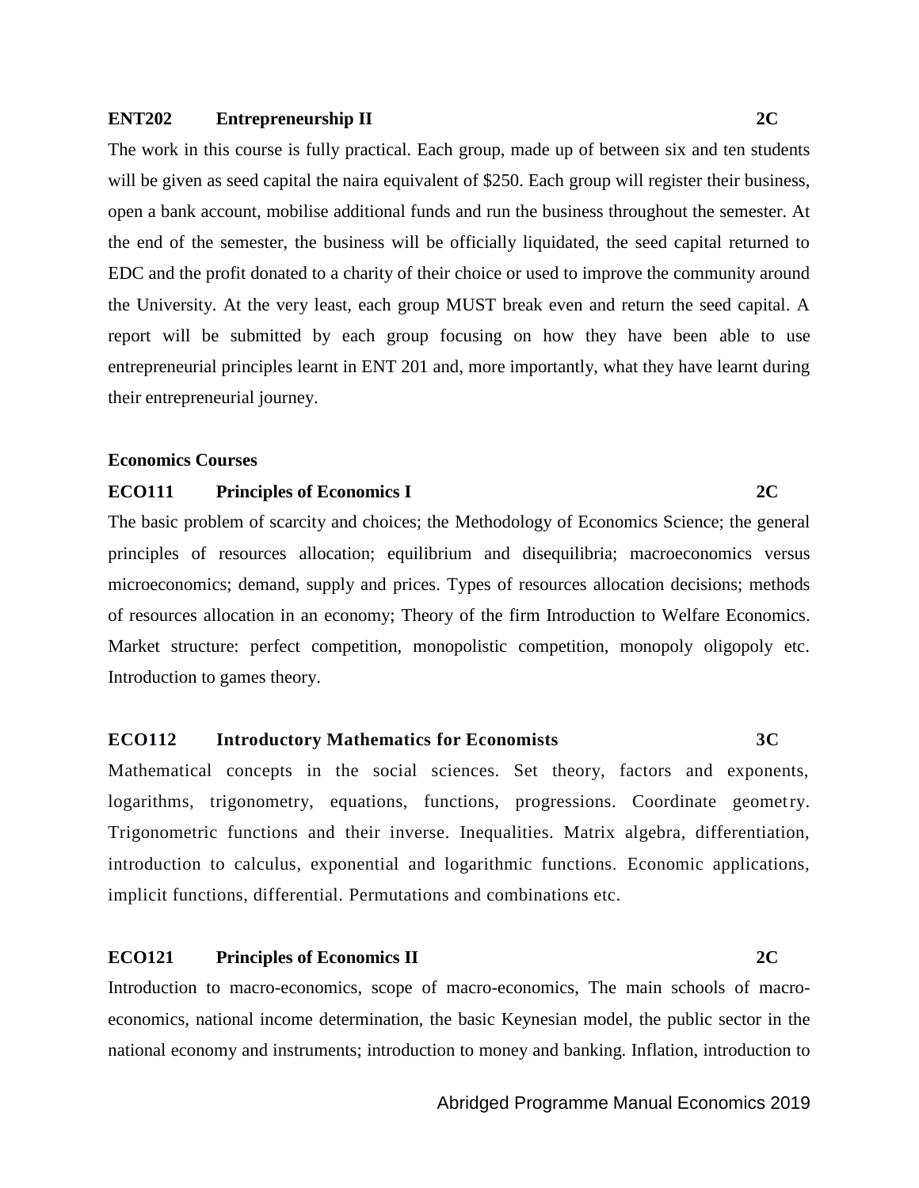**ENT202 Entrepreneurship II 2C**

The work in this course is fully practical. Each group, made up of between six and ten students will be given as seed capital the naira equivalent of $250. Each group will register their business, open a bank account, mobilise additional funds and run the business throughout the semester. At the end of the semester, the business will be officially liquidated, the seed capital returned to EDC and the profit donated to a charity of their choice or used to improve the community around the University. At the very least, each group MUST break even and return the seed capital. A report will be submitted by each group focusing on how they have been able to use entrepreneurial principles learnt in ENT 201 and, more importantly, what they have learnt during their entrepreneurial journey.

**Economics Courses**

**ECO111 Principles of Economics I 2C**

The basic problem of scarcity and choices; the Methodology of Economics Science; the general principles of resources allocation; equilibrium and disequilibria; macroeconomics versus microeconomics; demand, supply and prices. Types of resources allocation decisions; methods of resources allocation in an economy; Theory of the firm Introduction to Welfare Economics. Market structure: perfect competition, monopolistic competition, monopoly oligopoly etc. Introduction to games theory.

**ECO112 Introductory Mathematics for Economists 3C**

Mathematical concepts in the social sciences. Set theory, factors and exponents, logarithms, trigonometry, equations, functions, progressions. Coordinate geometry. Trigonometric functions and their inverse. Inequalities. Matrix algebra, differentiation, introduction to calculus, exponential and logarithmic functions. Economic applications, implicit functions, differential. Permutations and combinations etc.

**ECO121 Principles of Economics II 2C**

Introduction to macro-economics, scope of macro-economics, The main schools of macro-economics, national income determination, the basic Keynesian model, the public sector in the national economy and instruments; introduction to money and banking. Inflation, introduction to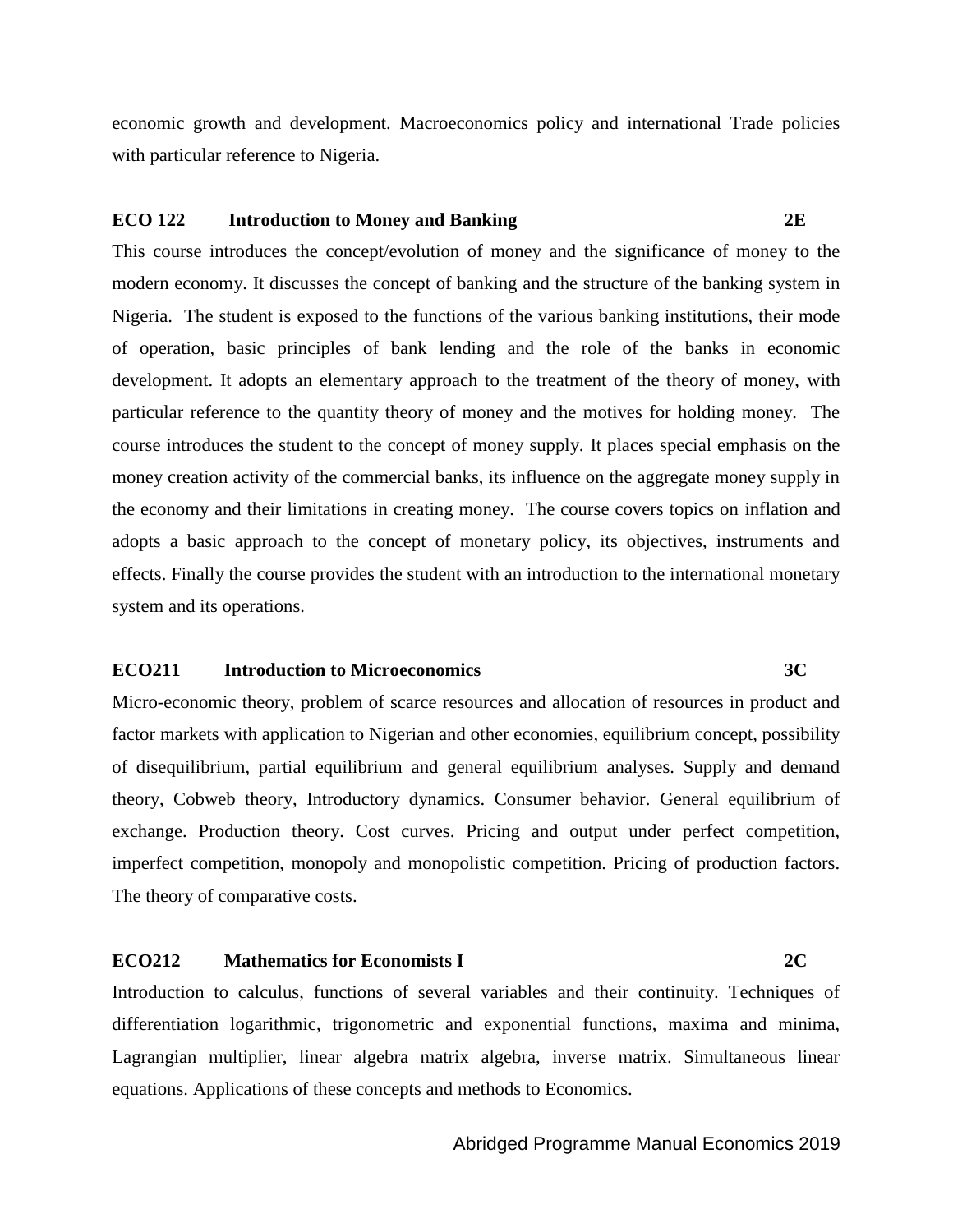economic growth and development. Macroeconomics policy and international Trade policies with particular reference to Nigeria.

**ECO 122 Introduction to Money and Banking 2E**

This course introduces the concept/evolution of money and the significance of money to the modern economy. It discusses the concept of banking and the structure of the banking system in Nigeria. The student is exposed to the functions of the various banking institutions, their mode of operation, basic principles of bank lending and the role of the banks in economic development. It adopts an elementary approach to the treatment of the theory of money, with particular reference to the quantity theory of money and the motives for holding money. The course introduces the student to the concept of money supply. It places special emphasis on the money creation activity of the commercial banks, its influence on the aggregate money supply in the economy and their limitations in creating money. The course covers topics on inflation and adopts a basic approach to the concept of monetary policy, its objectives, instruments and effects. Finally the course provides the student with an introduction to the international monetary system and its operations.

**ECO211 Introduction to Microeconomics 3C**

Micro-economic theory, problem of scarce resources and allocation of resources in product and factor markets with application to Nigerian and other economies, equilibrium concept, possibility of disequilibrium, partial equilibrium and general equilibrium analyses. Supply and demand theory, Cobweb theory, Introductory dynamics. Consumer behavior. General equilibrium of exchange. Production theory. Cost curves. Pricing and output under perfect competition, imperfect competition, monopoly and monopolistic competition. Pricing of production factors. The theory of comparative costs.

**ECO212 Mathematics for Economists I 2C**

Introduction to calculus, functions of several variables and their continuity. Techniques of differentiation logarithmic, trigonometric and exponential functions, maxima and minima, Lagrangian multiplier, linear algebra matrix algebra, inverse matrix. Simultaneous linear equations. Applications of these concepts and methods to Economics.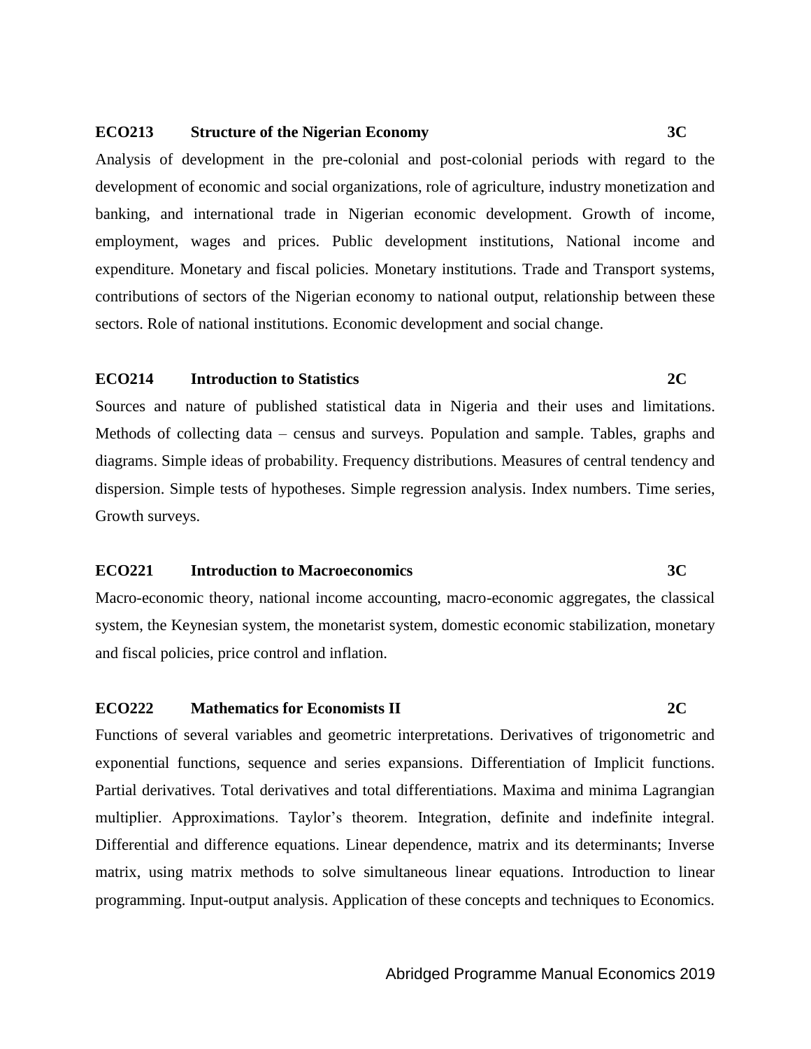**ECO213 Structure of the Nigerian Economy 3C**

Analysis of development in the pre-colonial and post-colonial periods with regard to the development of economic and social organizations, role of agriculture, industry monetization and banking, and international trade in Nigerian economic development. Growth of income, employment, wages and prices. Public development institutions, National income and expenditure. Monetary and fiscal policies. Monetary institutions. Trade and Transport systems, contributions of sectors of the Nigerian economy to national output, relationship between these sectors. Role of national institutions. Economic development and social change.

**ECO214 Introduction to Statistics 2C**

Sources and nature of published statistical data in Nigeria and their uses and limitations. Methods of collecting data – census and surveys. Population and sample. Tables, graphs and diagrams. Simple ideas of probability. Frequency distributions. Measures of central tendency and dispersion. Simple tests of hypotheses. Simple regression analysis. Index numbers. Time series, Growth surveys.

**ECO221 Introduction to Macroeconomics 3C**

Macro-economic theory, national income accounting, macro-economic aggregates, the classical system, the Keynesian system, the monetarist system, domestic economic stabilization, monetary and fiscal policies, price control and inflation.

**ECO222 Mathematics for Economists II 2C**

Functions of several variables and geometric interpretations. Derivatives of trigonometric and exponential functions, sequence and series expansions. Differentiation of Implicit functions. Partial derivatives. Total derivatives and total differentiations. Maxima and minima Lagrangian multiplier. Approximations. Taylor's theorem. Integration, definite and indefinite integral. Differential and difference equations. Linear dependence, matrix and its determinants; Inverse matrix, using matrix methods to solve simultaneous linear equations. Introduction to linear programming. Input-output analysis. Application of these concepts and techniques to Economics.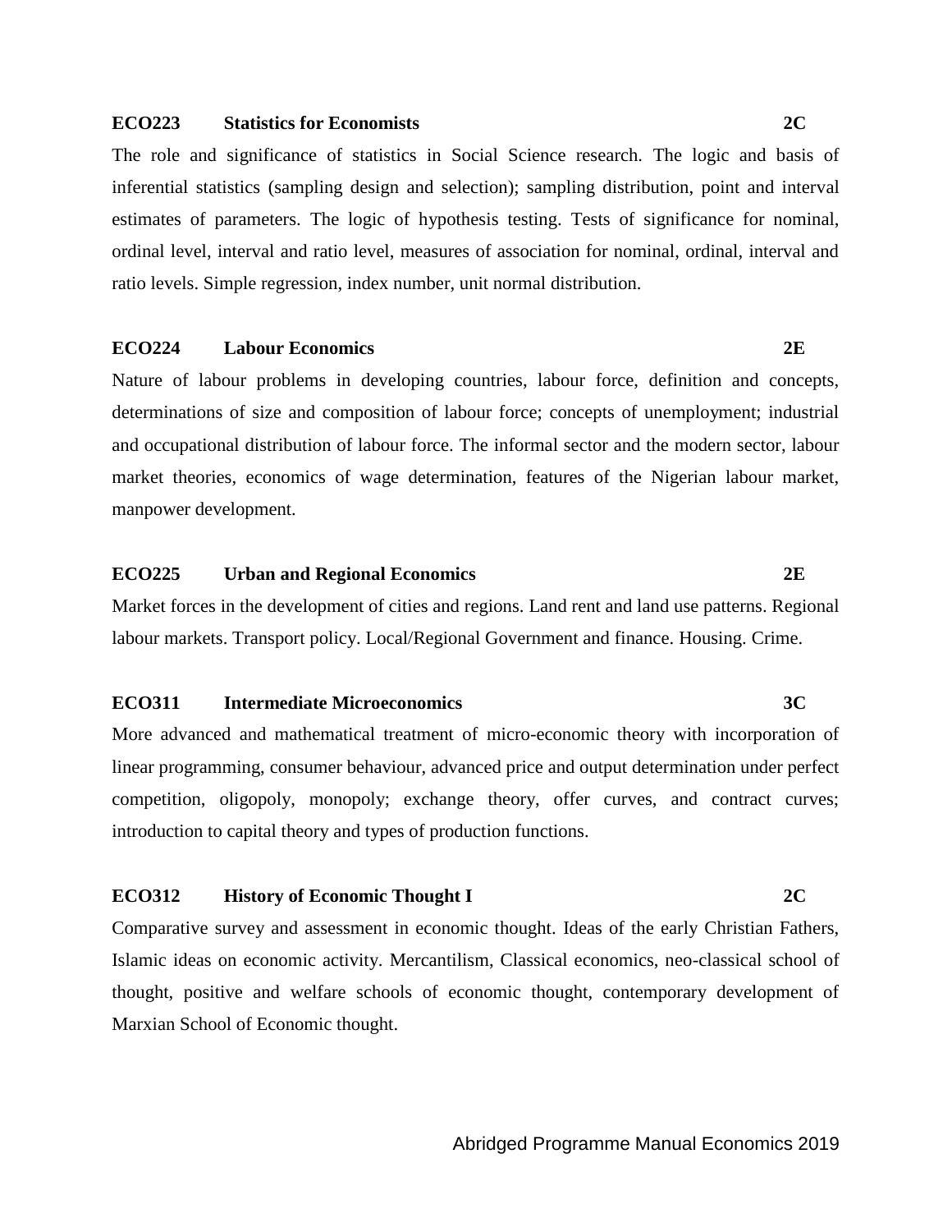**ECO223 Statistics for Economists 2C**

The role and significance of statistics in Social Science research. The logic and basis of inferential statistics (sampling design and selection); sampling distribution, point and interval estimates of parameters. The logic of hypothesis testing. Tests of significance for nominal, ordinal level, interval and ratio level, measures of association for nominal, ordinal, interval and ratio levels. Simple regression, index number, unit normal distribution.

**ECO224 Labour Economics 2E**

Nature of labour problems in developing countries, labour force, definition and concepts, determinations of size and composition of labour force; concepts of unemployment; industrial and occupational distribution of labour force. The informal sector and the modern sector, labour market theories, economics of wage determination, features of the Nigerian labour market, manpower development.

**ECO225 Urban and Regional Economics 2E**

Market forces in the development of cities and regions. Land rent and land use patterns. Regional labour markets. Transport policy. Local/Regional Government and finance. Housing. Crime.

**ECO311 Intermediate Microeconomics 3C**

More advanced and mathematical treatment of micro-economic theory with incorporation of linear programming, consumer behaviour, advanced price and output determination under perfect competition, oligopoly, monopoly; exchange theory, offer curves, and contract curves; introduction to capital theory and types of production functions.

**ECO312 History of Economic Thought I 2C**

Comparative survey and assessment in economic thought. Ideas of the early Christian Fathers, Islamic ideas on economic activity. Mercantilism, Classical economics, neo-classical school of thought, positive and welfare schools of economic thought, contemporary development of Marxian School of Economic thought.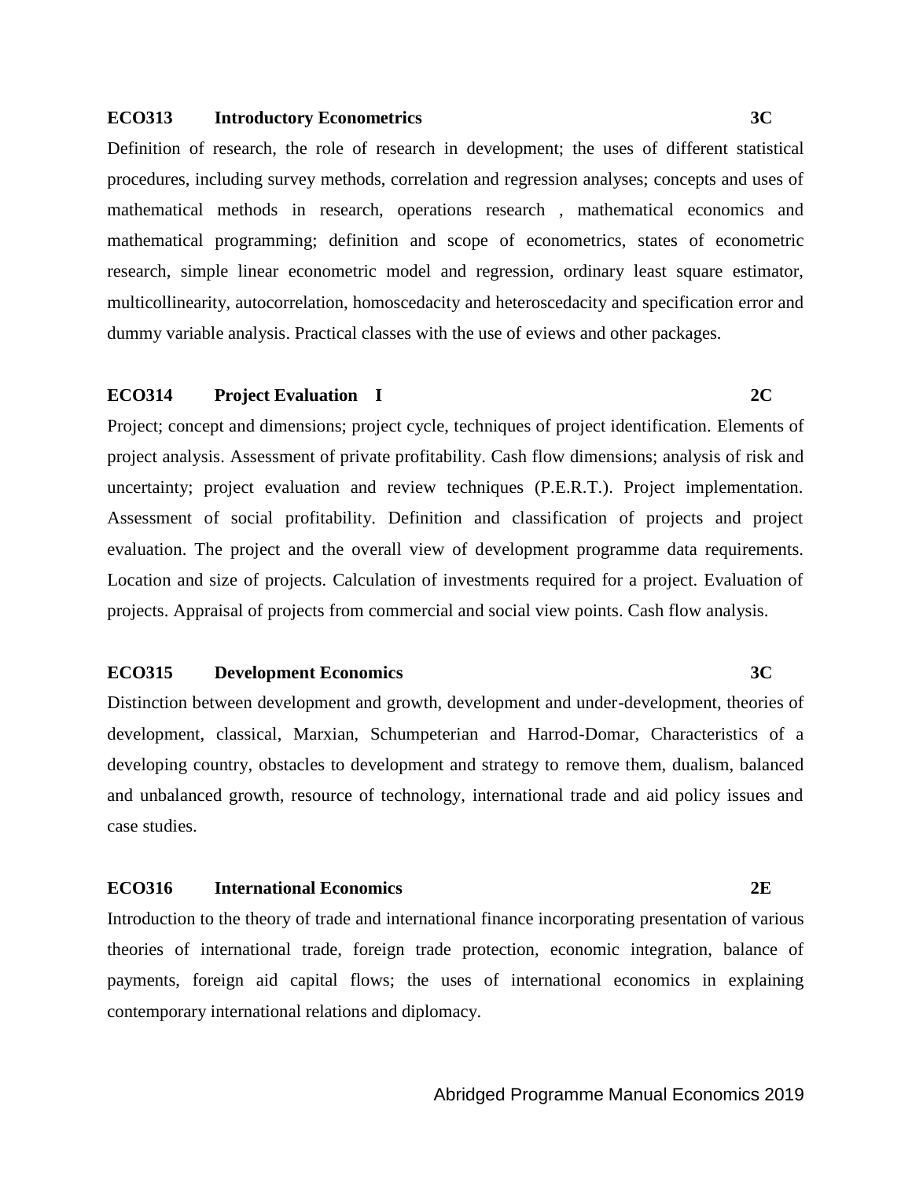**ECO313 Introductory Econometrics 3C**

Definition of research, the role of research in development; the uses of different statistical procedures, including survey methods, correlation and regression analyses; concepts and uses of mathematical methods in research, operations research , mathematical economics and mathematical programming; definition and scope of econometrics, states of econometric research, simple linear econometric model and regression, ordinary least square estimator, multicollinearity, autocorrelation, homoscedacity and heteroscedacity and specification error and dummy variable analysis. Practical classes with the use of eviews and other packages.

**ECO314 Project Evaluation I 2C**

Project; concept and dimensions; project cycle, techniques of project identification. Elements of project analysis. Assessment of private profitability. Cash flow dimensions; analysis of risk and uncertainty; project evaluation and review techniques (P.E.R.T.). Project implementation. Assessment of social profitability. Definition and classification of projects and project evaluation. The project and the overall view of development programme data requirements. Location and size of projects. Calculation of investments required for a project. Evaluation of projects. Appraisal of projects from commercial and social view points. Cash flow analysis.

**ECO315 Development Economics 3C**

Distinction between development and growth, development and under-development, theories of development, classical, Marxian, Schumpeterian and Harrod-Domar, Characteristics of a developing country, obstacles to development and strategy to remove them, dualism, balanced and unbalanced growth, resource of technology, international trade and aid policy issues and case studies.

**ECO316 International Economics 2E**

Introduction to the theory of trade and international finance incorporating presentation of various theories of international trade, foreign trade protection, economic integration, balance of payments, foreign aid capital flows; the uses of international economics in explaining contemporary international relations and diplomacy.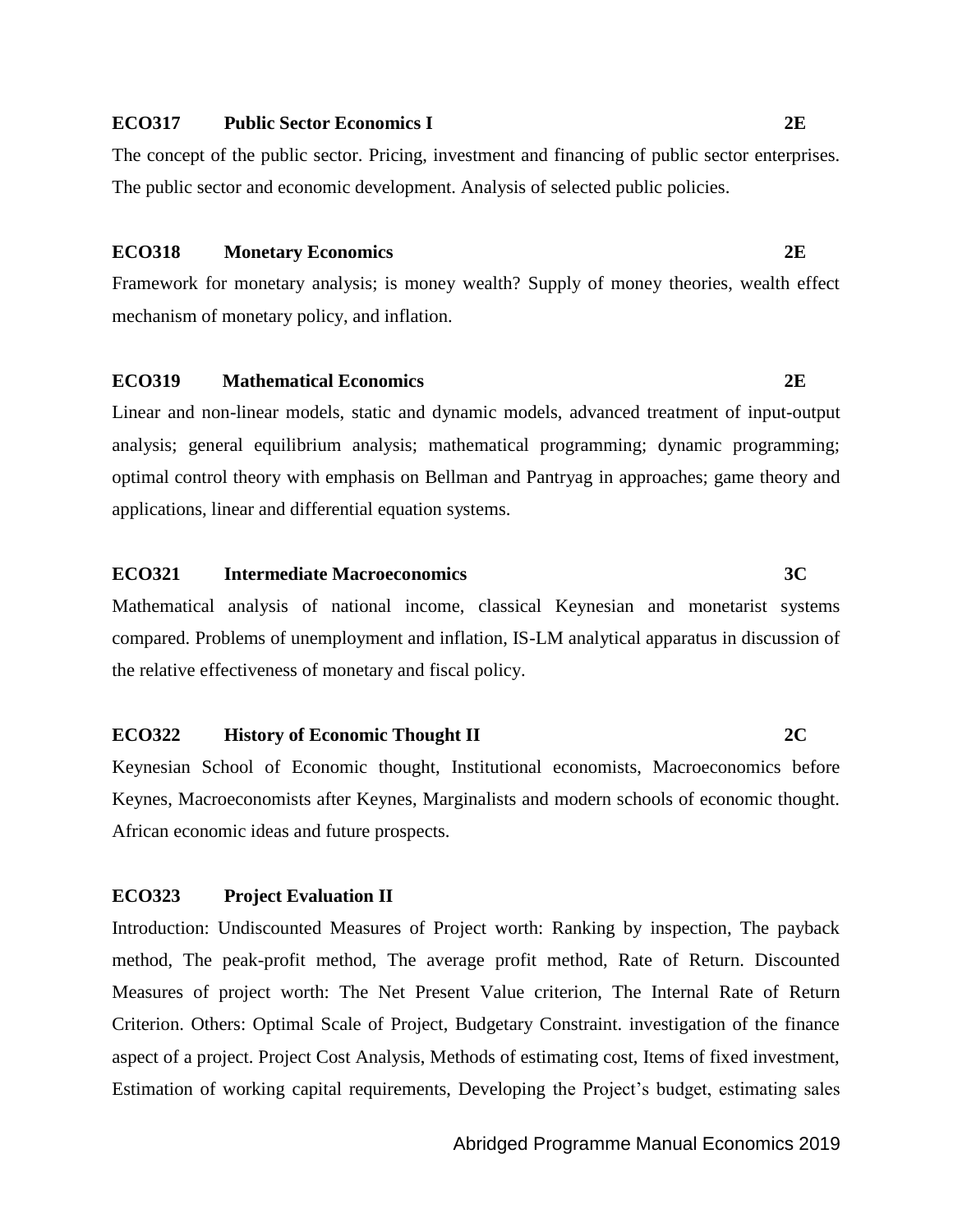**ECO317 Public Sector Economics I 2E**

The concept of the public sector. Pricing, investment and financing of public sector enterprises. The public sector and economic development. Analysis of selected public policies.

**ECO318 Monetary Economics 2E**

Framework for monetary analysis; is money wealth? Supply of money theories, wealth effect mechanism of monetary policy, and inflation.

**ECO319 Mathematical Economics 2E**

Linear and non-linear models, static and dynamic models, advanced treatment of input-output analysis; general equilibrium analysis; mathematical programming; dynamic programming; optimal control theory with emphasis on Bellman and Pantryag in approaches; game theory and applications, linear and differential equation systems.

**ECO321 Intermediate Macroeconomics 3C**

Mathematical analysis of national income, classical Keynesian and monetarist systems compared. Problems of unemployment and inflation, IS-LM analytical apparatus in discussion of the relative effectiveness of monetary and fiscal policy.

**ECO322 History of Economic Thought II 2C**

Keynesian School of Economic thought, Institutional economists, Macroeconomics before Keynes, Macroeconomists after Keynes, Marginalists and modern schools of economic thought. African economic ideas and future prospects.

**ECO323 Project Evaluation II**

Introduction: Undiscounted Measures of Project worth: Ranking by inspection, The payback method, The peak-profit method, The average profit method, Rate of Return. Discounted Measures of project worth: The Net Present Value criterion, The Internal Rate of Return Criterion. Others: Optimal Scale of Project, Budgetary Constraint. investigation of the finance aspect of a project. Project Cost Analysis, Methods of estimating cost, Items of fixed investment, Estimation of working capital requirements, Developing the Project's budget, estimating sales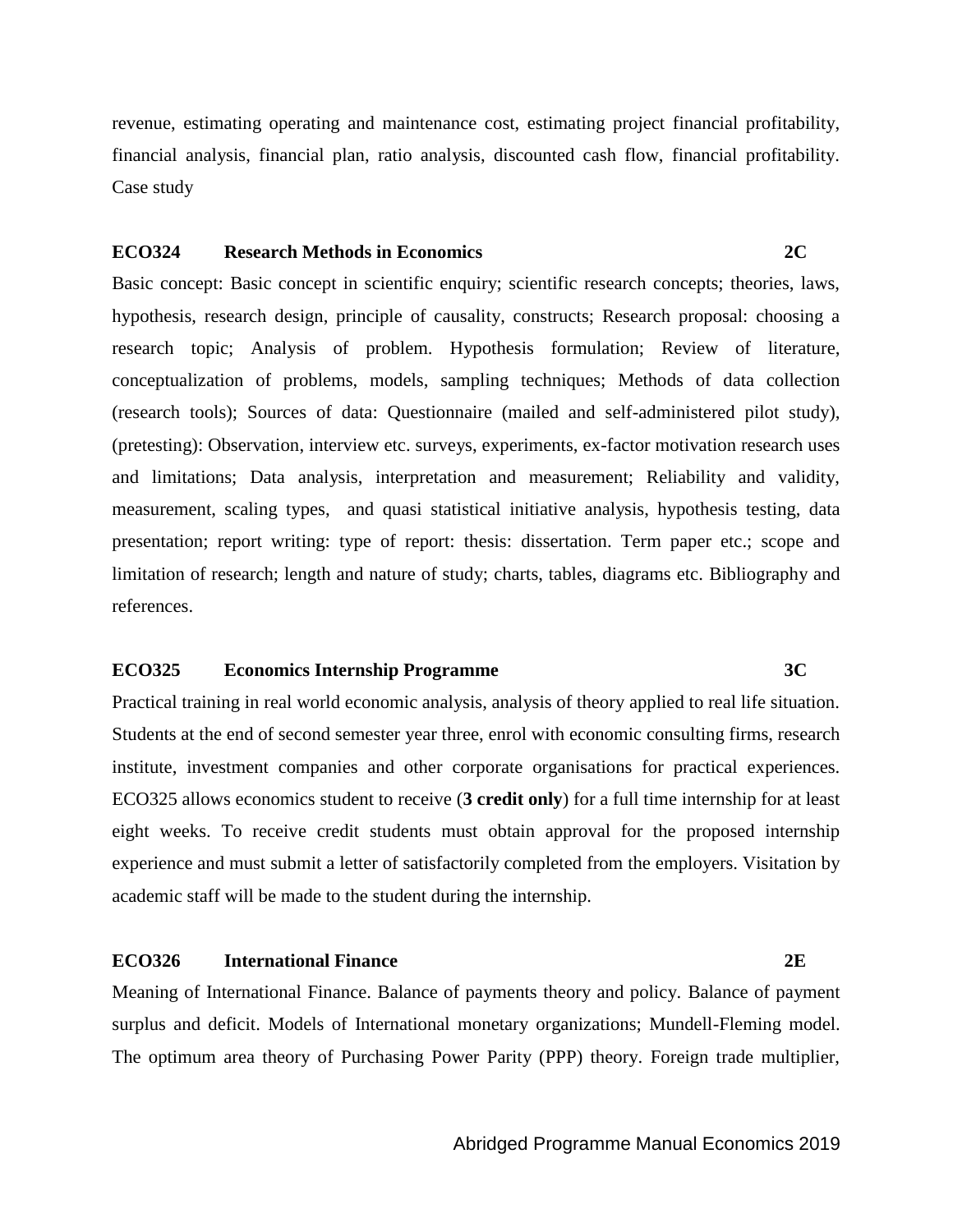revenue, estimating operating and maintenance cost, estimating project financial profitability, financial analysis, financial plan, ratio analysis, discounted cash flow, financial profitability. Case study

**ECO324 Research Methods in Economics 2C**

Basic concept: Basic concept in scientific enquiry; scientific research concepts; theories, laws, hypothesis, research design, principle of causality, constructs; Research proposal: choosing a research topic; Analysis of problem. Hypothesis formulation; Review of literature, conceptualization of problems, models, sampling techniques; Methods of data collection (research tools); Sources of data: Questionnaire (mailed and self-administered pilot study), (pretesting): Observation, interview etc. surveys, experiments, ex-factor motivation research uses and limitations; Data analysis, interpretation and measurement; Reliability and validity, measurement, scaling types, and quasi statistical initiative analysis, hypothesis testing, data presentation; report writing: type of report: thesis: dissertation. Term paper etc.; scope and limitation of research; length and nature of study; charts, tables, diagrams etc. Bibliography and references.

**ECO325 Economics Internship Programme 3C**

Practical training in real world economic analysis, analysis of theory applied to real life situation. Students at the end of second semester year three, enrol with economic consulting firms, research institute, investment companies and other corporate organisations for practical experiences. ECO325 allows economics student to receive (**3 credit only**) for a full time internship for at least eight weeks. To receive credit students must obtain approval for the proposed internship experience and must submit a letter of satisfactorily completed from the employers. Visitation by academic staff will be made to the student during the internship.

**ECO326 International Finance 2E**

Meaning of International Finance. Balance of payments theory and policy. Balance of payment surplus and deficit. Models of International monetary organizations; Mundell-Fleming model. The optimum area theory of Purchasing Power Parity (PPP) theory. Foreign trade multiplier,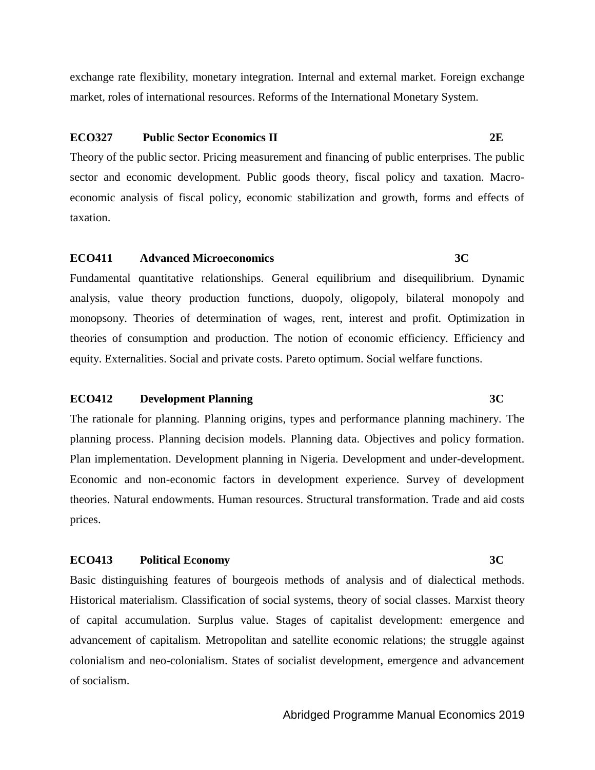exchange rate flexibility, monetary integration. Internal and external market. Foreign exchange market, roles of international resources. Reforms of the International Monetary System.

**ECO327 Public Sector Economics II 2E**

Theory of the public sector. Pricing measurement and financing of public enterprises. The public sector and economic development. Public goods theory, fiscal policy and taxation. Macro-economic analysis of fiscal policy, economic stabilization and growth, forms and effects of taxation.

**ECO411 Advanced Microeconomics 3C**

Fundamental quantitative relationships. General equilibrium and disequilibrium. Dynamic analysis, value theory production functions, duopoly, oligopoly, bilateral monopoly and monopsony. Theories of determination of wages, rent, interest and profit. Optimization in theories of consumption and production. The notion of economic efficiency. Efficiency and equity. Externalities. Social and private costs. Pareto optimum. Social welfare functions.

**ECO412 Development Planning 3C**

The rationale for planning. Planning origins, types and performance planning machinery. The planning process. Planning decision models. Planning data. Objectives and policy formation. Plan implementation. Development planning in Nigeria. Development and under-development. Economic and non-economic factors in development experience. Survey of development theories. Natural endowments. Human resources. Structural transformation. Trade and aid costs prices.

**ECO413 Political Economy 3C**

Basic distinguishing features of bourgeois methods of analysis and of dialectical methods. Historical materialism. Classification of social systems, theory of social classes. Marxist theory of capital accumulation. Surplus value. Stages of capitalist development: emergence and advancement of capitalism. Metropolitan and satellite economic relations; the struggle against colonialism and neo-colonialism. States of socialist development, emergence and advancement of socialism.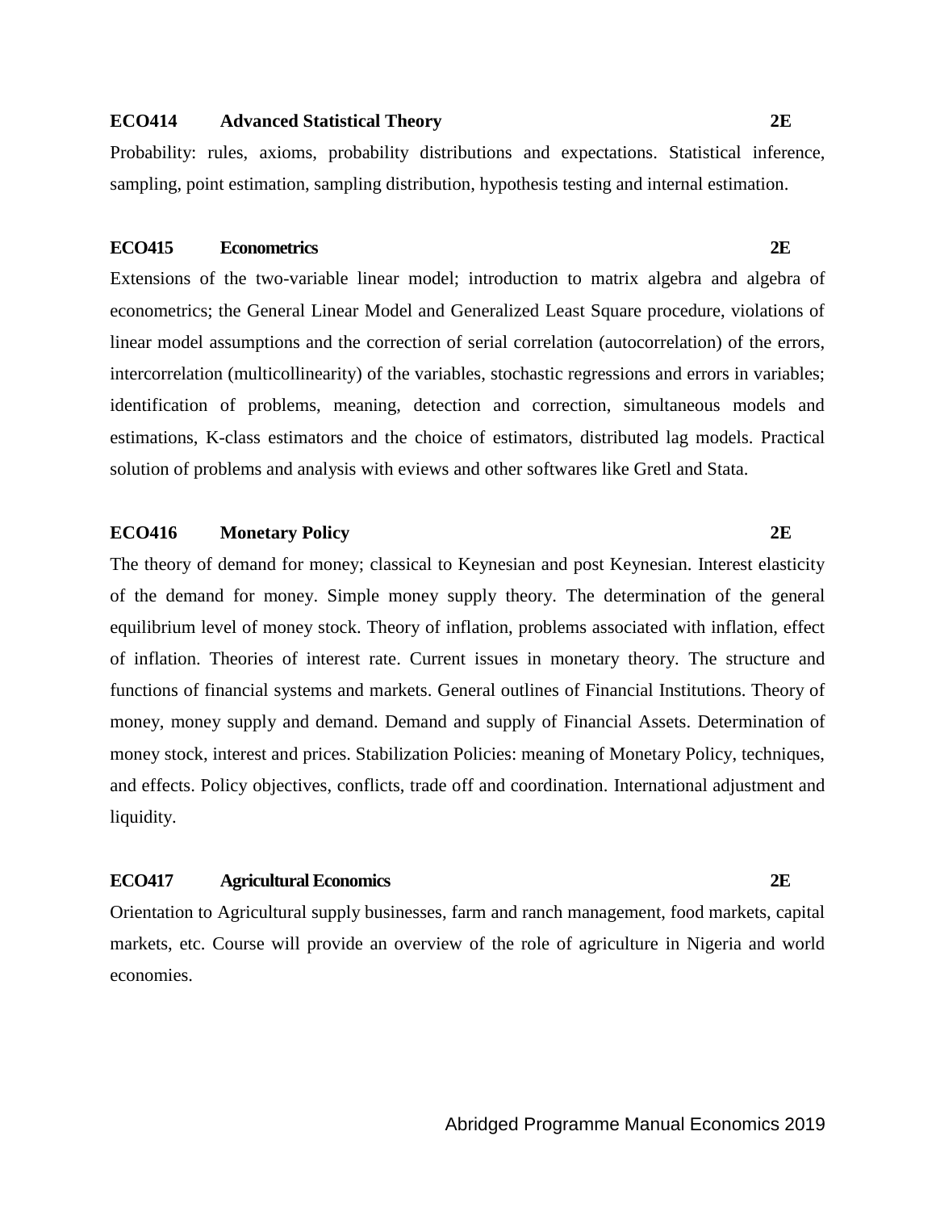**ECO414 Advanced Statistical Theory 2E**

Probability: rules, axioms, probability distributions and expectations. Statistical inference, sampling, point estimation, sampling distribution, hypothesis testing and internal estimation.

**ECO415 Econometrics 2E**

Extensions of the two-variable linear model; introduction to matrix algebra and algebra of econometrics; the General Linear Model and Generalized Least Square procedure, violations of linear model assumptions and the correction of serial correlation (autocorrelation) of the errors, intercorrelation (multicollinearity) of the variables, stochastic regressions and errors in variables; identification of problems, meaning, detection and correction, simultaneous models and estimations, K-class estimators and the choice of estimators, distributed lag models. Practical solution of problems and analysis with eviews and other softwares like Gretl and Stata.

**ECO416 Monetary Policy 2E**

The theory of demand for money; classical to Keynesian and post Keynesian. Interest elasticity of the demand for money. Simple money supply theory. The determination of the general equilibrium level of money stock. Theory of inflation, problems associated with inflation, effect of inflation. Theories of interest rate. Current issues in monetary theory. The structure and functions of financial systems and markets. General outlines of Financial Institutions. Theory of money, money supply and demand. Demand and supply of Financial Assets. Determination of money stock, interest and prices. Stabilization Policies: meaning of Monetary Policy, techniques, and effects. Policy objectives, conflicts, trade off and coordination. International adjustment and liquidity.

**ECO417 Agricultural Economics 2E**

Orientation to Agricultural supply businesses, farm and ranch management, food markets, capital markets, etc. Course will provide an overview of the role of agriculture in Nigeria and world economies.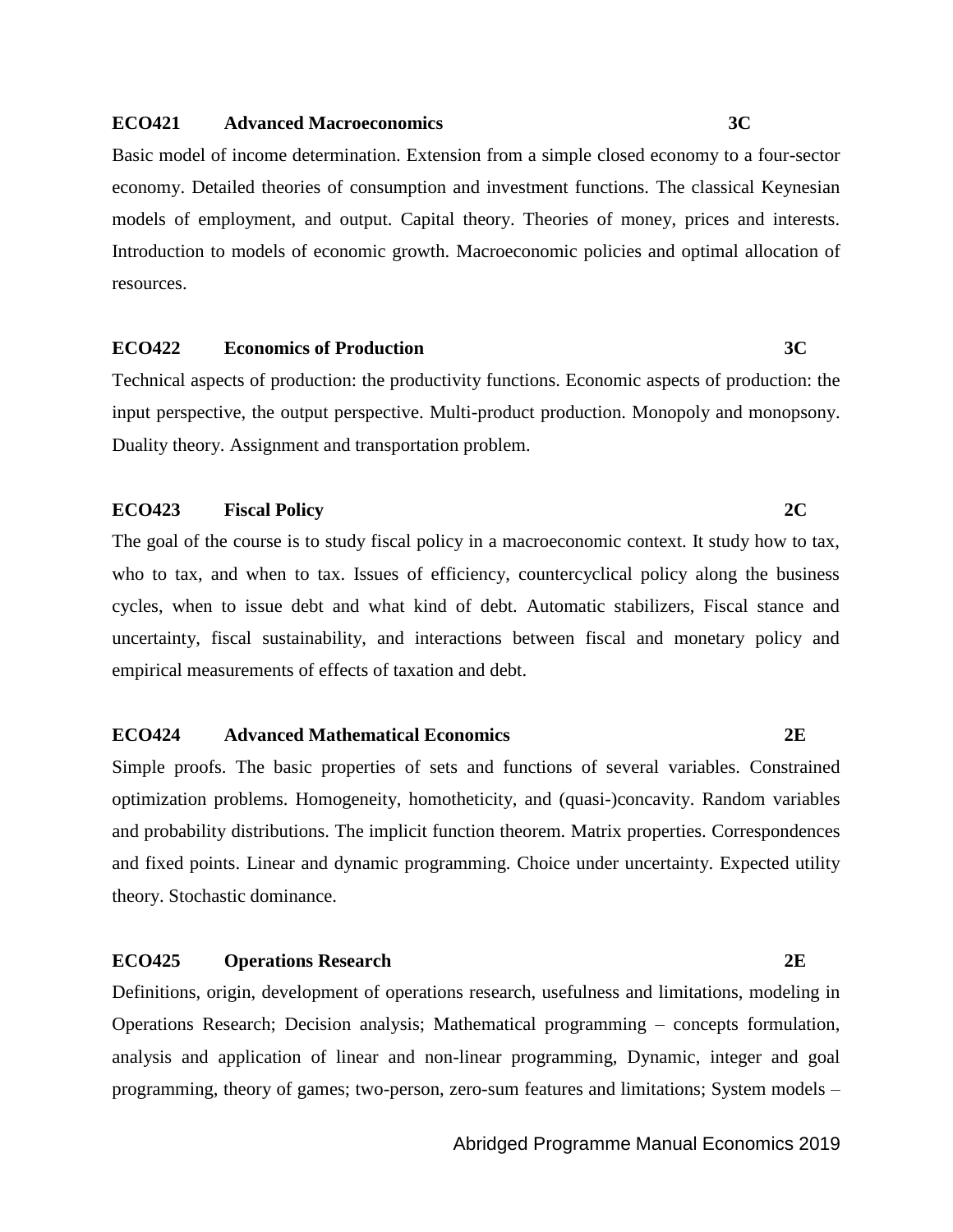**ECO421 Advanced Macroeconomics 3C**

Basic model of income determination. Extension from a simple closed economy to a four-sector economy. Detailed theories of consumption and investment functions. The classical Keynesian models of employment, and output. Capital theory. Theories of money, prices and interests. Introduction to models of economic growth. Macroeconomic policies and optimal allocation of resources.

**ECO422 Economics of Production 3C**

Technical aspects of production: the productivity functions. Economic aspects of production: the input perspective, the output perspective. Multi-product production. Monopoly and monopsony. Duality theory. Assignment and transportation problem.

**ECO423 Fiscal Policy 2C**

The goal of the course is to study fiscal policy in a macroeconomic context. It study how to tax, who to tax, and when to tax. Issues of efficiency, countercyclical policy along the business cycles, when to issue debt and what kind of debt. Automatic stabilizers, Fiscal stance and uncertainty, fiscal sustainability, and interactions between fiscal and monetary policy and empirical measurements of effects of taxation and debt.

**ECO424 Advanced Mathematical Economics 2E**

Simple proofs. The basic properties of sets and functions of several variables. Constrained optimization problems. Homogeneity, homotheticity, and (quasi-)concavity. Random variables and probability distributions. The implicit function theorem. Matrix properties. Correspondences and fixed points. Linear and dynamic programming. Choice under uncertainty. Expected utility theory. Stochastic dominance.

**ECO425 Operations Research 2E**

Definitions, origin, development of operations research, usefulness and limitations, modeling in Operations Research; Decision analysis; Mathematical programming – concepts formulation, analysis and application of linear and non-linear programming, Dynamic, integer and goal programming, theory of games; two-person, zero-sum features and limitations; System models –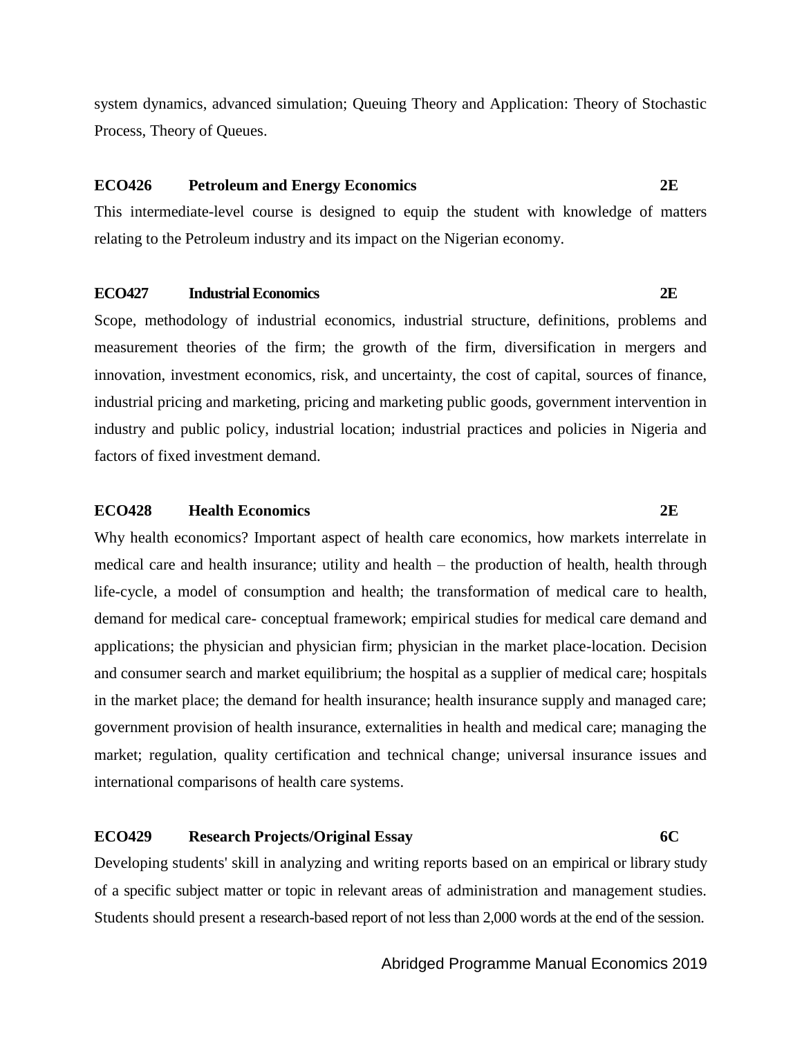system dynamics, advanced simulation; Queuing Theory and Application: Theory of Stochastic Process, Theory of Queues.

**ECO426 Petroleum and Energy Economics 2E**

This intermediate-level course is designed to equip the student with knowledge of matters relating to the Petroleum industry and its impact on the Nigerian economy.

**ECO427 Industrial Economics 2E**

Scope, methodology of industrial economics, industrial structure, definitions, problems and measurement theories of the firm; the growth of the firm, diversification in mergers and innovation, investment economics, risk, and uncertainty, the cost of capital, sources of finance, industrial pricing and marketing, pricing and marketing public goods, government intervention in industry and public policy, industrial location; industrial practices and policies in Nigeria and factors of fixed investment demand.

**ECO428 Health Economics 2E**

Why health economics? Important aspect of health care economics, how markets interrelate in medical care and health insurance; utility and health – the production of health, health through life-cycle, a model of consumption and health; the transformation of medical care to health, demand for medical care- conceptual framework; empirical studies for medical care demand and applications; the physician and physician firm; physician in the market place-location. Decision and consumer search and market equilibrium; the hospital as a supplier of medical care; hospitals in the market place; the demand for health insurance; health insurance supply and managed care; government provision of health insurance, externalities in health and medical care; managing the market; regulation, quality certification and technical change; universal insurance issues and international comparisons of health care systems.

**ECO429 Research Projects/Original Essay 6C**

Developing students' skill in analyzing and writing reports based on an empirical or library study of a specific subject matter or topic in relevant areas of administration and management studies. Students should present a research-based report of not less than 2,000 words at the end of the session.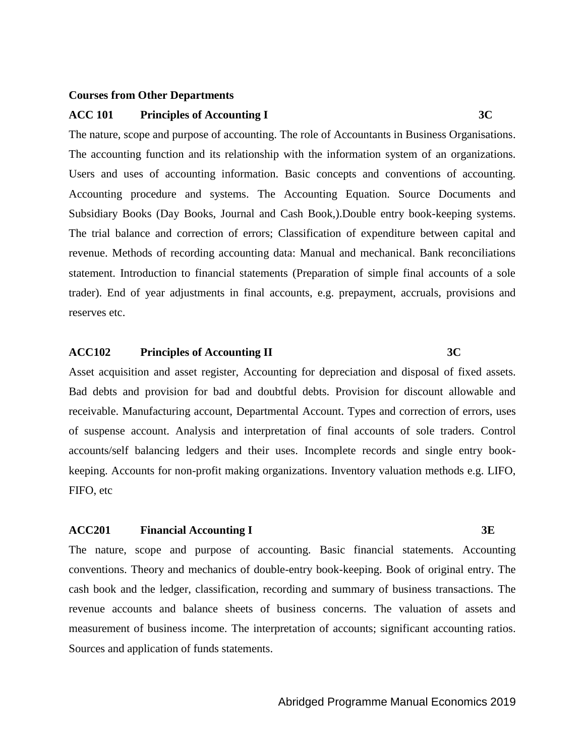**Courses from Other Departments**

**ACC 101 Principles of Accounting I 3C**

The nature, scope and purpose of accounting. The role of Accountants in Business Organisations. The accounting function and its relationship with the information system of an organizations. Users and uses of accounting information. Basic concepts and conventions of accounting. Accounting procedure and systems. The Accounting Equation. Source Documents and Subsidiary Books (Day Books, Journal and Cash Book,).Double entry book-keeping systems. The trial balance and correction of errors; Classification of expenditure between capital and revenue. Methods of recording accounting data: Manual and mechanical. Bank reconciliations statement. Introduction to financial statements (Preparation of simple final accounts of a sole trader). End of year adjustments in final accounts, e.g. prepayment, accruals, provisions and reserves etc.

**ACC102 Principles of Accounting II 3C**

Asset acquisition and asset register, Accounting for depreciation and disposal of fixed assets. Bad debts and provision for bad and doubtful debts. Provision for discount allowable and receivable. Manufacturing account, Departmental Account. Types and correction of errors, uses of suspense account. Analysis and interpretation of final accounts of sole traders. Control accounts/self balancing ledgers and their uses. Incomplete records and single entry book-keeping. Accounts for non-profit making organizations. Inventory valuation methods e.g. LIFO, FIFO, etc

**ACC201 Financial Accounting I 3E**

The nature, scope and purpose of accounting. Basic financial statements. Accounting conventions. Theory and mechanics of double-entry book-keeping. Book of original entry. The cash book and the ledger, classification, recording and summary of business transactions. The revenue accounts and balance sheets of business concerns. The valuation of assets and measurement of business income. The interpretation of accounts; significant accounting ratios. Sources and application of funds statements.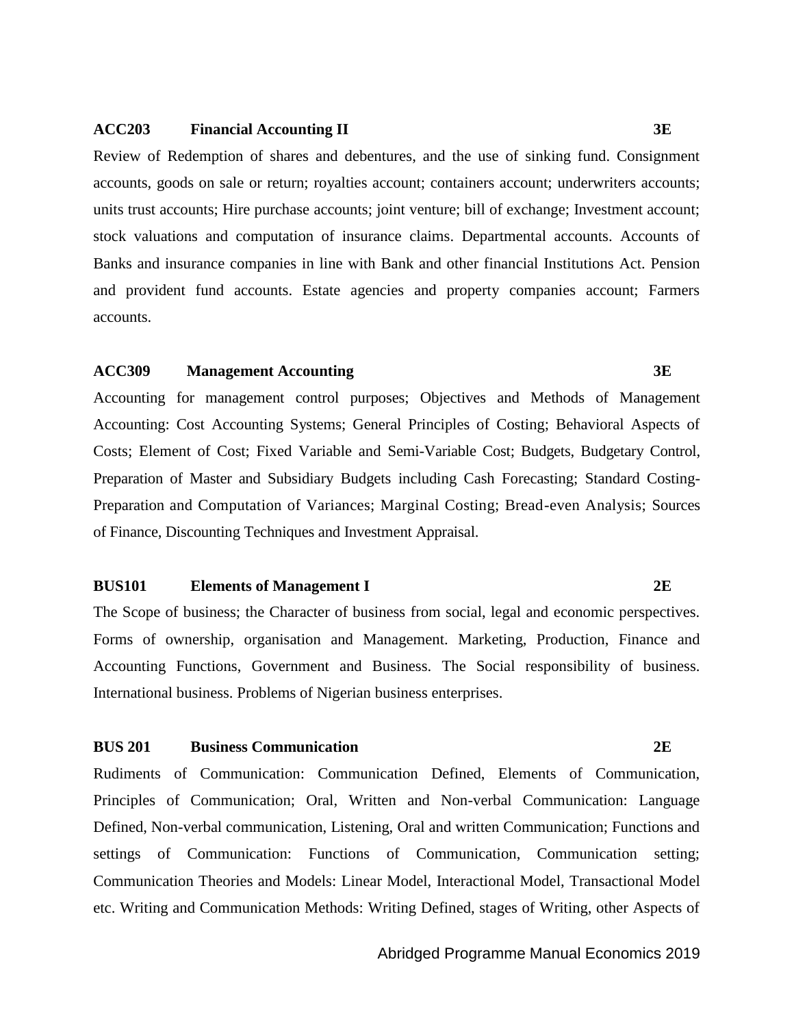**ACC203 Financial Accounting II 3E**

Review of Redemption of shares and debentures, and the use of sinking fund. Consignment accounts, goods on sale or return; royalties account; containers account; underwriters accounts; units trust accounts; Hire purchase accounts; joint venture; bill of exchange; Investment account; stock valuations and computation of insurance claims. Departmental accounts. Accounts of Banks and insurance companies in line with Bank and other financial Institutions Act. Pension and provident fund accounts. Estate agencies and property companies account; Farmers accounts.

**ACC309 Management Accounting 3E**

Accounting for management control purposes; Objectives and Methods of Management Accounting: Cost Accounting Systems; General Principles of Costing; Behavioral Aspects of Costs; Element of Cost; Fixed Variable and Semi-Variable Cost; Budgets, Budgetary Control, Preparation of Master and Subsidiary Budgets including Cash Forecasting; Standard Costing-Preparation and Computation of Variances; Marginal Costing; Bread-even Analysis; Sources of Finance, Discounting Techniques and Investment Appraisal.

**BUS101 Elements of Management I 2E**

The Scope of business; the Character of business from social, legal and economic perspectives. Forms of ownership, organisation and Management. Marketing, Production, Finance and Accounting Functions, Government and Business. The Social responsibility of business. International business. Problems of Nigerian business enterprises.

**BUS 201 Business Communication 2E**

Rudiments of Communication: Communication Defined, Elements of Communication, Principles of Communication; Oral, Written and Non-verbal Communication: Language Defined, Non-verbal communication, Listening, Oral and written Communication; Functions and settings of Communication: Functions of Communication, Communication setting; Communication Theories and Models: Linear Model, Interactional Model, Transactional Model etc. Writing and Communication Methods: Writing Defined, stages of Writing, other Aspects of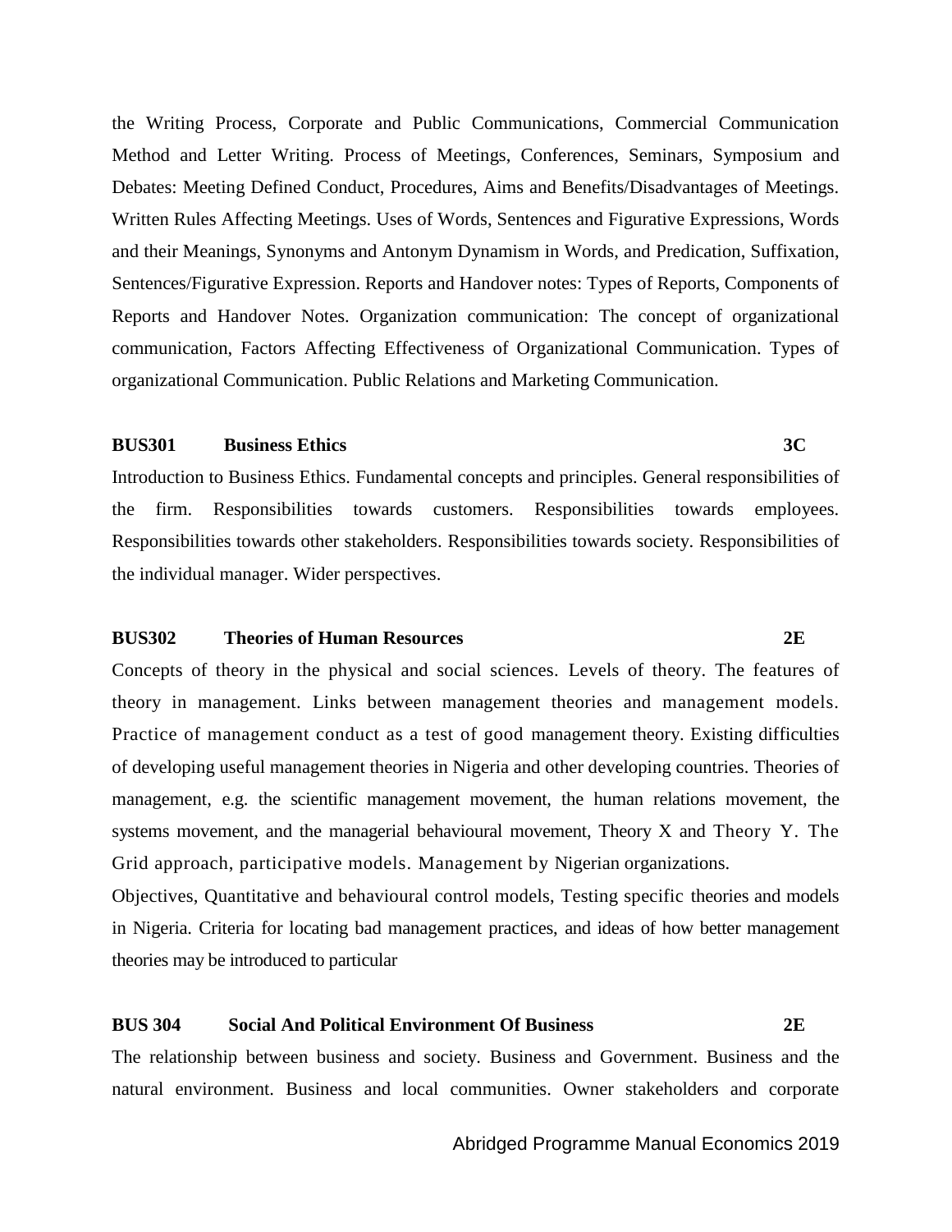the Writing Process, Corporate and Public Communications, Commercial Communication Method and Letter Writing. Process of Meetings, Conferences, Seminars, Symposium and Debates: Meeting Defined Conduct, Procedures, Aims and Benefits/Disadvantages of Meetings. Written Rules Affecting Meetings. Uses of Words, Sentences and Figurative Expressions, Words and their Meanings, Synonyms and Antonym Dynamism in Words, and Predication, Suffixation, Sentences/Figurative Expression. Reports and Handover notes: Types of Reports, Components of Reports and Handover Notes. Organization communication: The concept of organizational communication, Factors Affecting Effectiveness of Organizational Communication. Types of organizational Communication. Public Relations and Marketing Communication.

**BUS301 Business Ethics 3C**

Introduction to Business Ethics. Fundamental concepts and principles. General responsibilities of the firm. Responsibilities towards customers. Responsibilities towards employees. Responsibilities towards other stakeholders. Responsibilities towards society. Responsibilities of the individual manager. Wider perspectives.

**BUS302 Theories of Human Resources 2E**

Concepts of theory in the physical and social sciences. Levels of theory. The features of theory in management. Links between management theories and management models. Practice of management conduct as a test of good management theory. Existing difficulties of developing useful management theories in Nigeria and other developing countries. Theories of management, e.g. the scientific management movement, the human relations movement, the systems movement, and the managerial behavioural movement, Theory X and Theory Y. The Grid approach, participative models. Management by Nigerian organizations.

Objectives, Quantitative and behavioural control models, Testing specific theories and models in Nigeria. Criteria for locating bad management practices, and ideas of how better management theories may be introduced to particular

**BUS 304 Social And Political Environment Of Business 2E**

The relationship between business and society. Business and Government. Business and the natural environment. Business and local communities. Owner stakeholders and corporate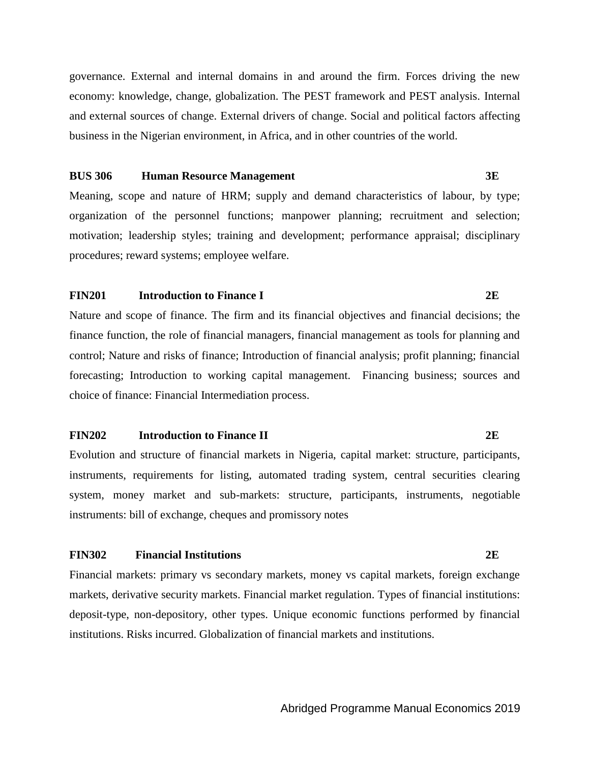governance. External and internal domains in and around the firm. Forces driving the new economy: knowledge, change, globalization. The PEST framework and PEST analysis. Internal and external sources of change. External drivers of change. Social and political factors affecting business in the Nigerian environment, in Africa, and in other countries of the world.

**BUS 306 Human Resource Management 3E**

Meaning, scope and nature of HRM; supply and demand characteristics of labour, by type; organization of the personnel functions; manpower planning; recruitment and selection; motivation; leadership styles; training and development; performance appraisal; disciplinary procedures; reward systems; employee welfare.

**FIN201 Introduction to Finance I 2E**

Nature and scope of finance. The firm and its financial objectives and financial decisions; the finance function, the role of financial managers, financial management as tools for planning and control; Nature and risks of finance; Introduction of financial analysis; profit planning; financial forecasting; Introduction to working capital management. Financing business; sources and choice of finance: Financial Intermediation process.

**FIN202 Introduction to Finance II 2E**

Evolution and structure of financial markets in Nigeria, capital market: structure, participants, instruments, requirements for listing, automated trading system, central securities clearing system, money market and sub-markets: structure, participants, instruments, negotiable instruments: bill of exchange, cheques and promissory notes

**FIN302 Financial Institutions 2E**

Financial markets: primary vs secondary markets, money vs capital markets, foreign exchange markets, derivative security markets. Financial market regulation. Types of financial institutions: deposit-type, non-depository, other types. Unique economic functions performed by financial institutions. Risks incurred. Globalization of financial markets and institutions.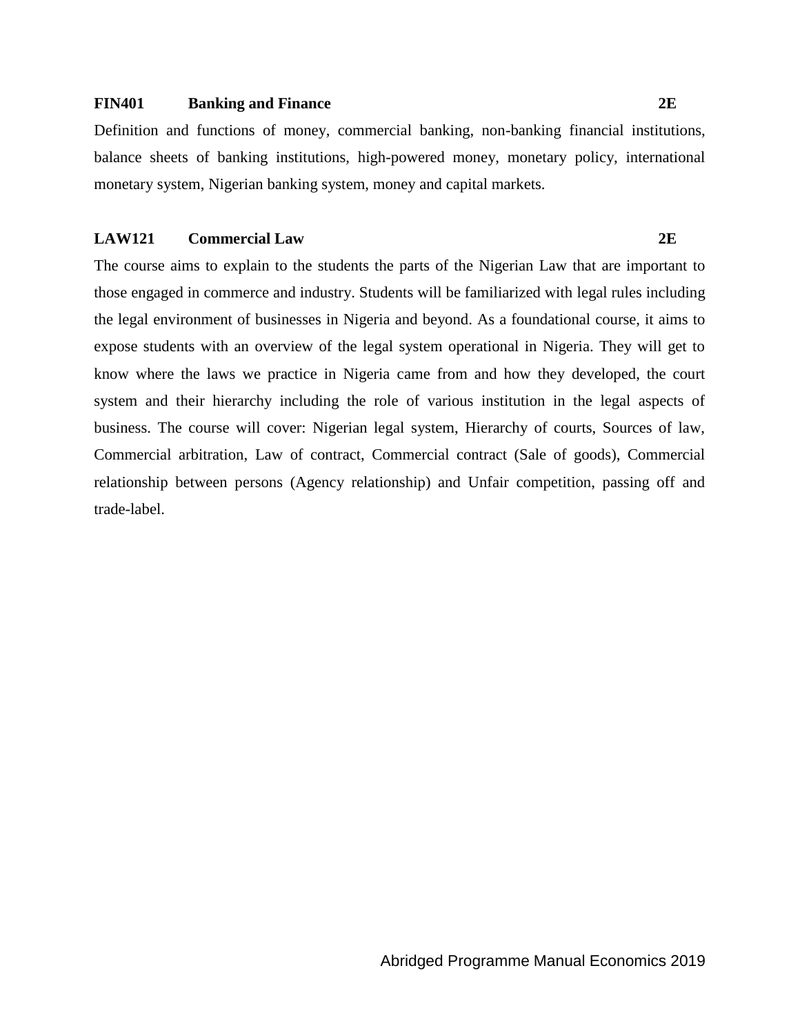**FIN401 Banking and Finance 2E**

Definition and functions of money, commercial banking, non-banking financial institutions, balance sheets of banking institutions, high-powered money, monetary policy, international monetary system, Nigerian banking system, money and capital markets.

**LAW121 Commercial Law 2E**

The course aims to explain to the students the parts of the Nigerian Law that are important to those engaged in commerce and industry. Students will be familiarized with legal rules including the legal environment of businesses in Nigeria and beyond. As a foundational course, it aims to expose students with an overview of the legal system operational in Nigeria. They will get to know where the laws we practice in Nigeria came from and how they developed, the court system and their hierarchy including the role of various institution in the legal aspects of business. The course will cover: Nigerian legal system, Hierarchy of courts, Sources of law, Commercial arbitration, Law of contract, Commercial contract (Sale of goods), Commercial relationship between persons (Agency relationship) and Unfair competition, passing off and trade-label.